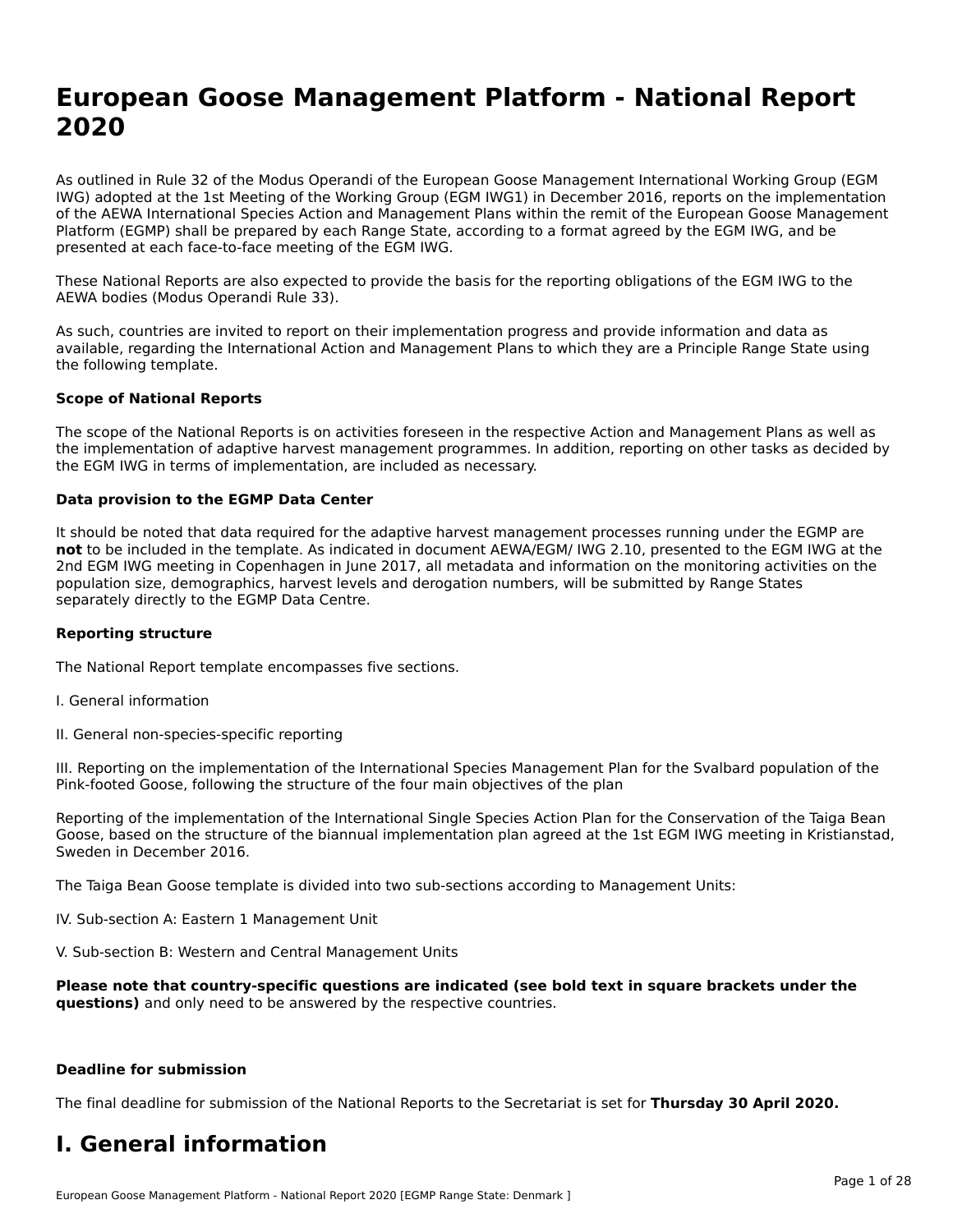# European Goose Management Platform - National Report 2020

As outlined in Rule 32 of the Modus Operandi of the European Goose Management International Working Group (EGM IWG) adopted at the 1st Meeting of the Working Group (EGM IWG1) in December 2016, reports on the implementation of the AEWA International Species Action and Management Plans within the remit of the European Goose Management Platform (EGMP) shall be prepared by each Range State, according to a format agreed by the EGM IWG, and be presented at each face-to-face meeting of the EGM IWG.

These National Reports are also expected to provide the basis for the reporting obligations of the EGM IWG to the AEWA bodies (Modus Operandi Rule 33).

As such, countries are invited to report on their implementation progress and provide information and data as available, regarding the International Action and Management Plans to which they are a Principle Range State using the following template.

**Scope of National Reports**

The scope of the National Reports is on activities foreseen in the respective Action and Management Plans as well as the implementation of adaptive harvest management programmes. In addition, reporting on other tasks as decided by the EGM IWG in terms of implementation, are included as necessary.

**Data provision to the EGMP Data Center**

It should be noted that data required for the adaptive harvest management processes running under the EGMP are **not** to be included in the template. As indicated in document AEWA/EGM/ IWG 2.10, presented to the EGM IWG at the 2nd EGM IWG meeting in Copenhagen in June 2017, all metadata and information on the monitoring activities on the population size, demographics, harvest levels and derogation numbers, will be submitted by Range States separately directly to the EGMP Data Centre.

**Reporting structure**

The National Report template encompasses five sections.

I. General information

II. General non-species-specific reporting

III. Reporting on the implementation of the International Species Management Plan for the Svalbard population of the Pink-footed Goose, following the structure of the four main objectives of the plan

Reporting of the implementation of the International Single Species Action Plan for the Conservation of the Taiga Bean Goose, based on the structure of the biannual implementation plan agreed at the 1st EGM IWG meeting in Kristianstad, Sweden in December 2016.

The Taiga Bean Goose template is divided into two sub-sections according to Management Units:

IV. Sub-section A: Eastern 1 Management Unit

V. Sub-section B: Western and Central Management Units

**Please note that country-specific questions are indicated (see bold text in square brackets under the questions)** and only need to be answered by the respective countries.

**Deadline for submission**

The final deadline for submission of the National Reports to the Secretariat is set for **Thursday 30 April 2020.**

# I. General information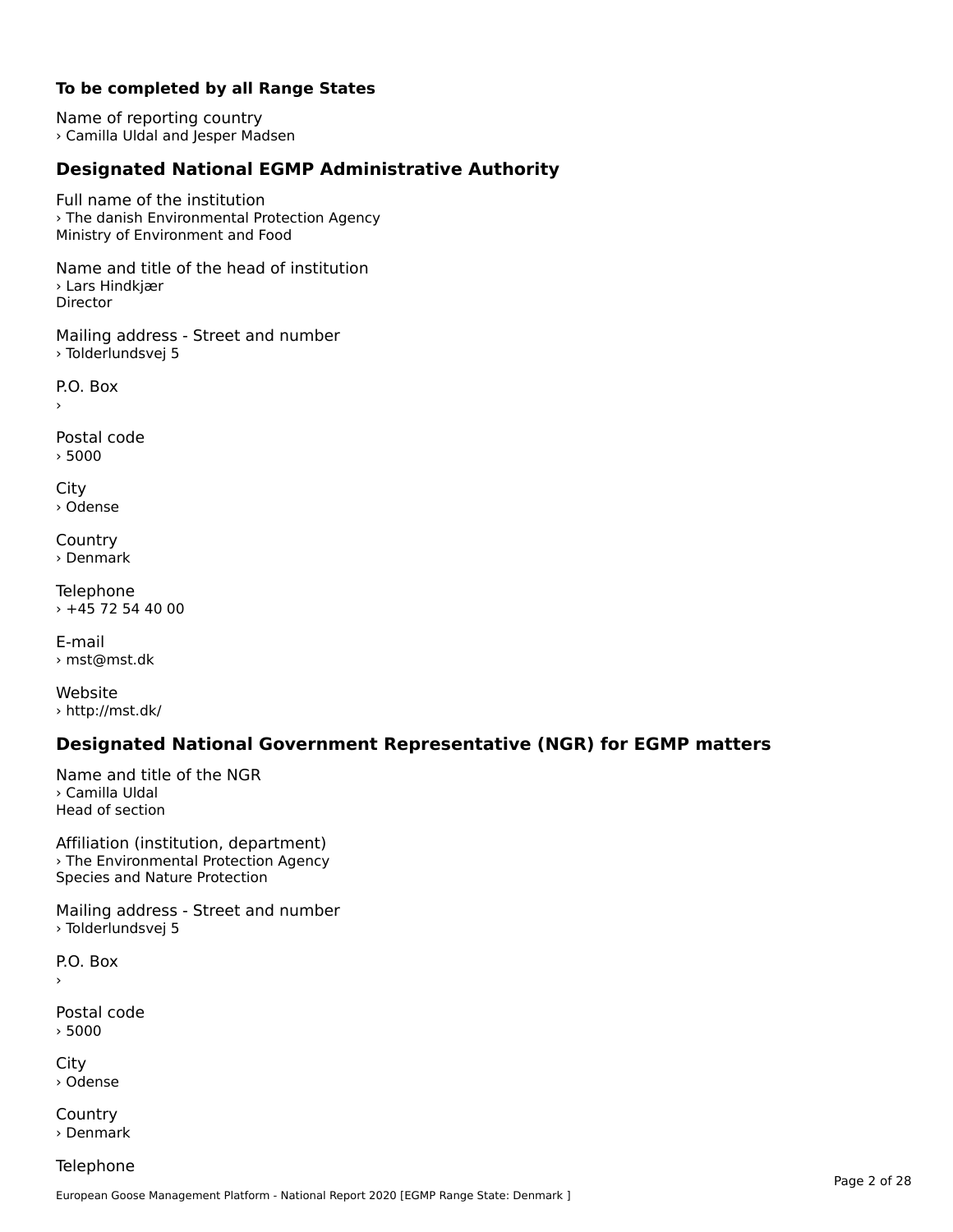**To be completed by all Range States**

Name of reporting country
› Camilla Uldal and Jesper Madsen

## Designated National EGMP Administrative Authority

Full name of the institution
› The danish Environmental Protection Agency
Ministry of Environment and Food

Name and title of the head of institution
› Lars Hindkjær
Director

Mailing address - Street and number
› Tolderlundsvej 5

P.O. Box
›

Postal code
› 5000

City
› Odense

Country
› Denmark

Telephone
› +45 72 54 40 00

E-mail
› mst@mst.dk

Website
› http://mst.dk/

## Designated National Government Representative (NGR) for EGMP matters

Name and title of the NGR
› Camilla Uldal
Head of section

Affiliation (institution, department)
› The Environmental Protection Agency
Species and Nature Protection

Mailing address - Street and number
› Tolderlundsvej 5

P.O. Box
›

Postal code
› 5000

City
› Odense

Country
› Denmark

Telephone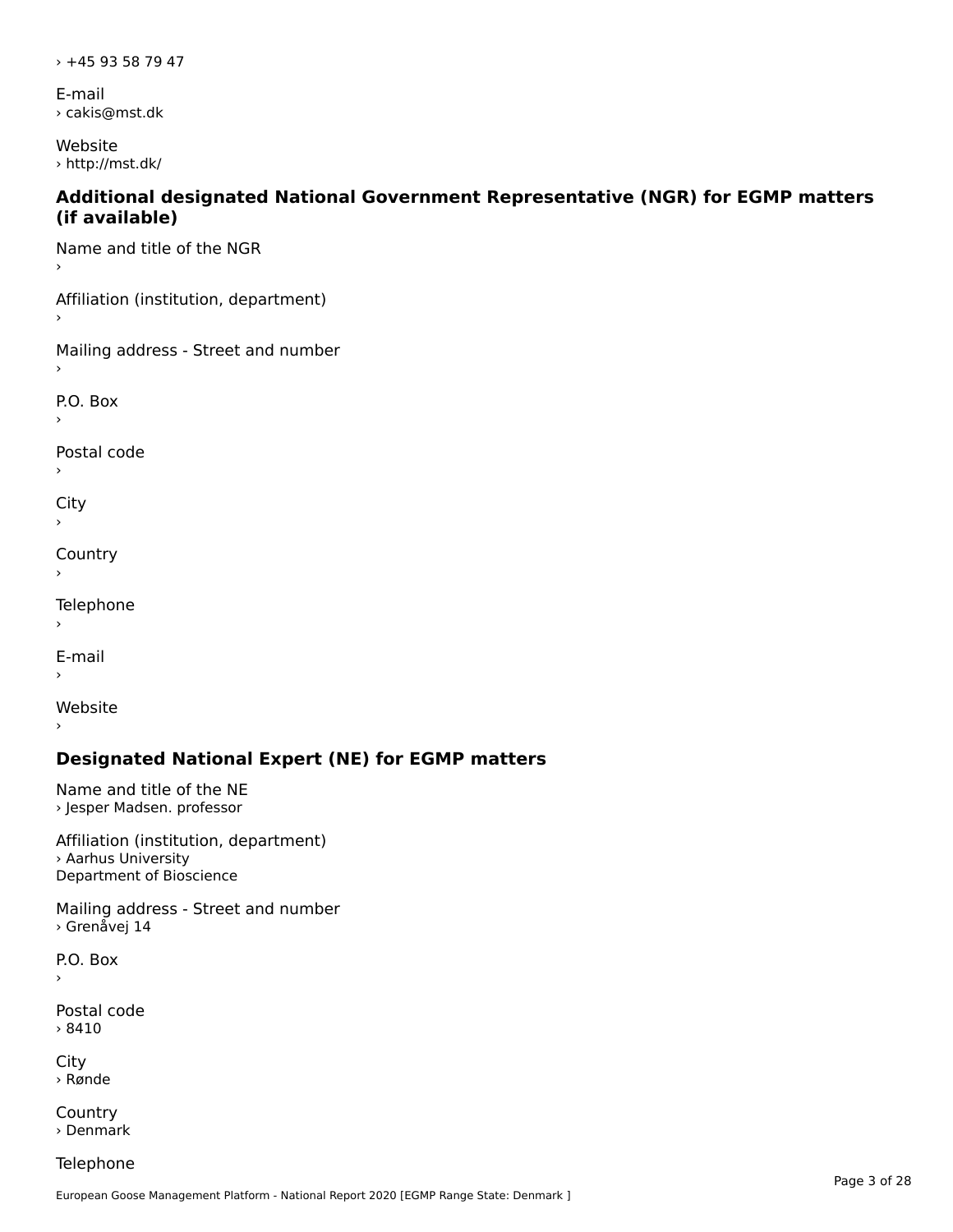› +45 93 58 79 47

E-mail
› cakis@mst.dk

Website
› http://mst.dk/

## Additional designated National Government Representative (NGR) for EGMP matters (if available)

Name and title of the NGR
›

Affiliation (institution, department)
›

Mailing address - Street and number
›

P.O. Box
›

Postal code
›

City
›

Country
›

Telephone
›

E-mail
›

Website
›

## Designated National Expert (NE) for EGMP matters

Name and title of the NE
› Jesper Madsen. professor

Affiliation (institution, department)
› Aarhus University
Department of Bioscience

Mailing address - Street and number
› Grenåvej 14

P.O. Box
›

Postal code
› 8410

City
› Rønde

Country
› Denmark

Telephone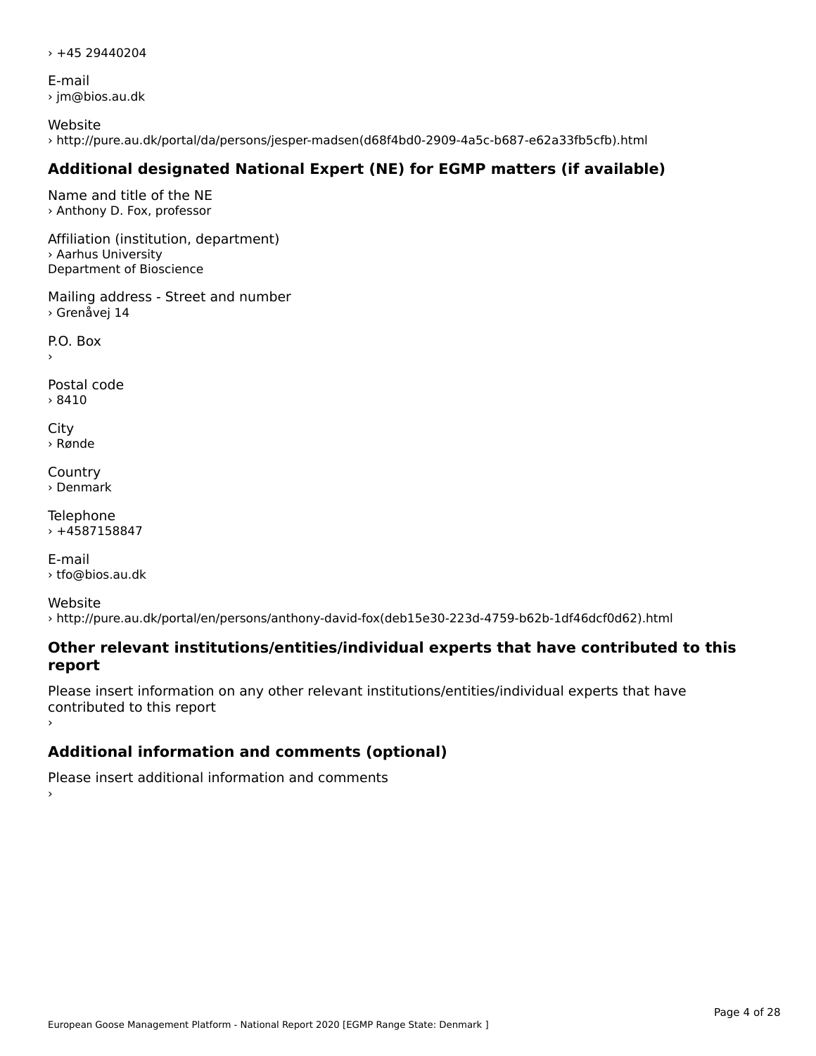› +45 29440204

E-mail
› jm@bios.au.dk

Website
› http://pure.au.dk/portal/da/persons/jesper-madsen(d68f4bd0-2909-4a5c-b687-e62a33fb5cfb).html

## Additional designated National Expert (NE) for EGMP matters (if available)

Name and title of the NE
› Anthony D. Fox, professor

Affiliation (institution, department)
› Aarhus University
Department of Bioscience

Mailing address - Street and number
› Grenåvej 14

P.O. Box
›

Postal code
› 8410

City
› Rønde

Country
› Denmark

Telephone
› +4587158847

E-mail
› tfo@bios.au.dk

Website
› http://pure.au.dk/portal/en/persons/anthony-david-fox(deb15e30-223d-4759-b62b-1df46dcf0d62).html

## Other relevant institutions/entities/individual experts that have contributed to this report

Please insert information on any other relevant institutions/entities/individual experts that have contributed to this report
›

## Additional information and comments (optional)

Please insert additional information and comments
›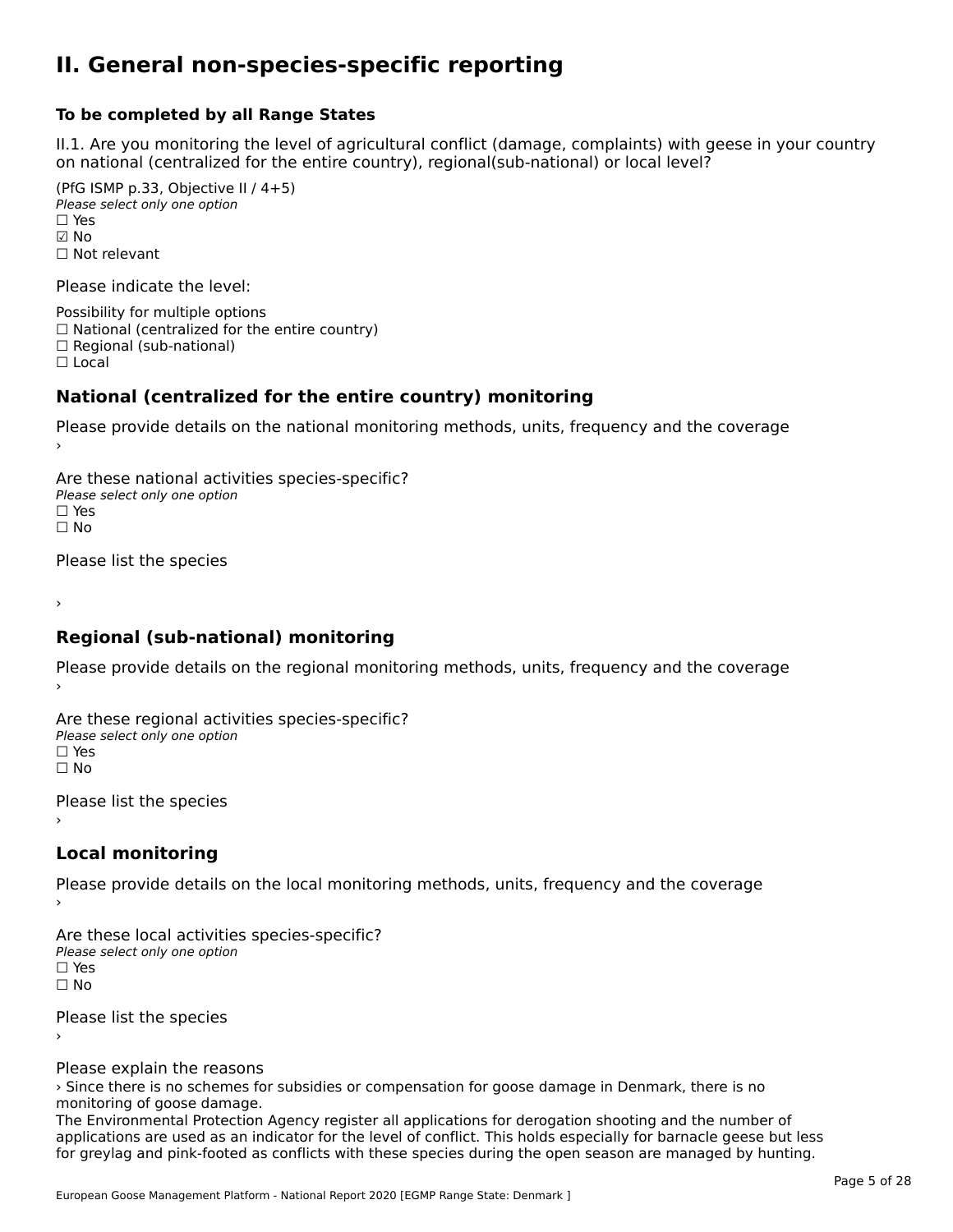# II. General non-species-specific reporting

**To be completed by all Range States**

II.1. Are you monitoring the level of agricultural conflict (damage, complaints) with geese in your country on national (centralized for the entire country), regional(sub-national) or local level?

(PfG ISMP p.33, Objective II / 4+5)

*Please select only one option*

☐ Yes
☑ No
☐ Not relevant

Please indicate the level:

Possibility for multiple options

☐ National (centralized for the entire country)
☐ Regional (sub-national)
☐ Local

## National (centralized for the entire country) monitoring

Please provide details on the national monitoring methods, units, frequency and the coverage

›

Are these national activities species-specific?

*Please select only one option*

☐ Yes
☐ No

Please list the species

›

## Regional (sub-national) monitoring

Please provide details on the regional monitoring methods, units, frequency and the coverage

›

Are these regional activities species-specific?

*Please select only one option*

☐ Yes
☐ No

Please list the species

›

## Local monitoring

Please provide details on the local monitoring methods, units, frequency and the coverage

›

Are these local activities species-specific?

*Please select only one option*

☐ Yes
☐ No

Please list the species

›

Please explain the reasons

› Since there is no schemes for subsidies or compensation for goose damage in Denmark, there is no monitoring of goose damage.
The Environmental Protection Agency register all applications for derogation shooting and the number of applications are used as an indicator for the level of conflict. This holds especially for barnacle geese but less for greylag and pink-footed as conflicts with these species during the open season are managed by hunting.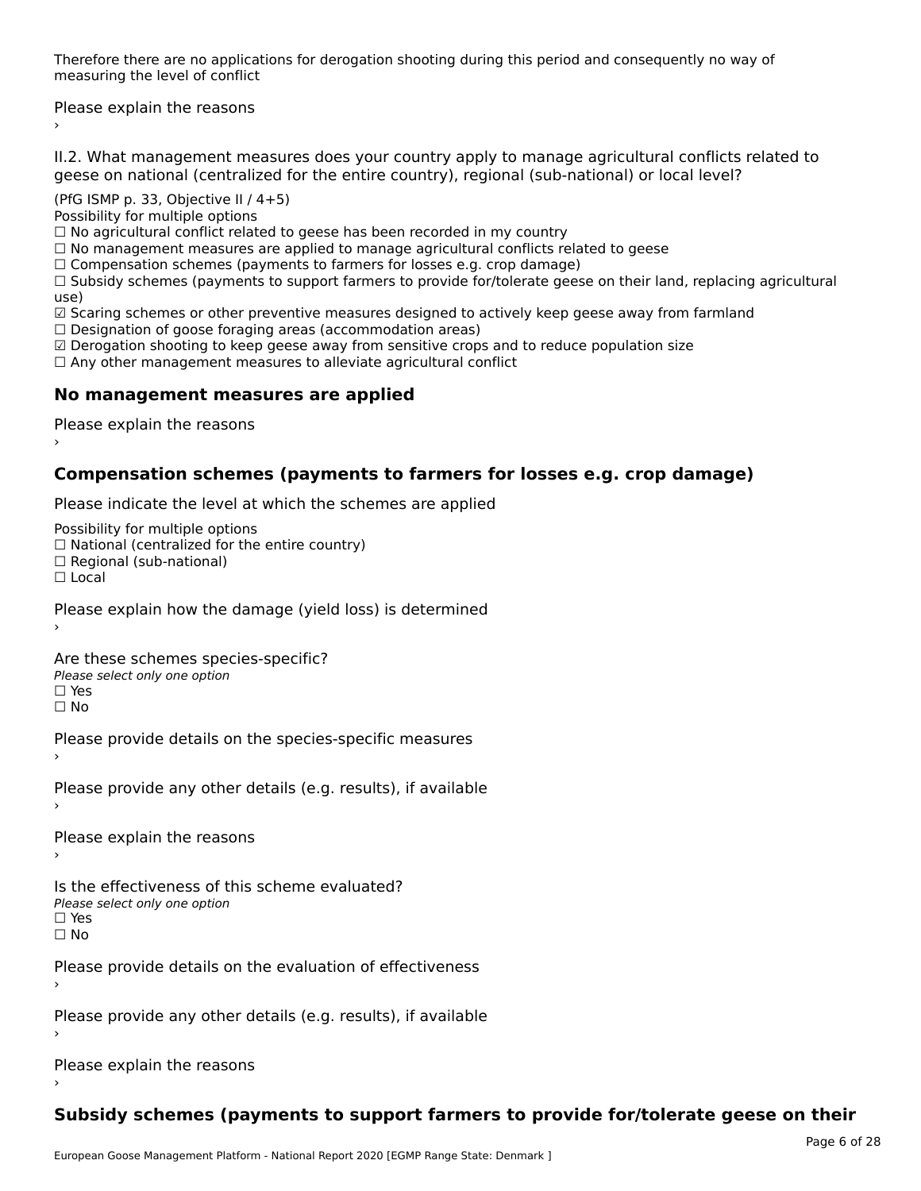Therefore there are no applications for derogation shooting during this period and consequently no way of measuring the level of conflict

Please explain the reasons
›

II.2. What management measures does your country apply to manage agricultural conflicts related to geese on national (centralized for the entire country), regional (sub-national) or local level?

(PfG ISMP p. 33, Objective II / 4+5)
Possibility for multiple options
☐ No agricultural conflict related to geese has been recorded in my country
☐ No management measures are applied to manage agricultural conflicts related to geese
☐ Compensation schemes (payments to farmers for losses e.g. crop damage)
☐ Subsidy schemes (payments to support farmers to provide for/tolerate geese on their land, replacing agricultural use)
☑ Scaring schemes or other preventive measures designed to actively keep geese away from farmland
☐ Designation of goose foraging areas (accommodation areas)
☑ Derogation shooting to keep geese away from sensitive crops and to reduce population size
☐ Any other management measures to alleviate agricultural conflict

## No management measures are applied

Please explain the reasons
›

## Compensation schemes (payments to farmers for losses e.g. crop damage)

Please indicate the level at which the schemes are applied

Possibility for multiple options
☐ National (centralized for the entire country)
☐ Regional (sub-national)
☐ Local

Please explain how the damage (yield loss) is determined
›

Are these schemes species-specific?
*Please select only one option*
☐ Yes
☐ No

Please provide details on the species-specific measures
›

Please provide any other details (e.g. results), if available
›

Please explain the reasons
›

Is the effectiveness of this scheme evaluated?
*Please select only one option*
☐ Yes
☐ No

Please provide details on the evaluation of effectiveness
›

Please provide any other details (e.g. results), if available
›

Please explain the reasons
›

## Subsidy schemes (payments to support farmers to provide for/tolerate geese on their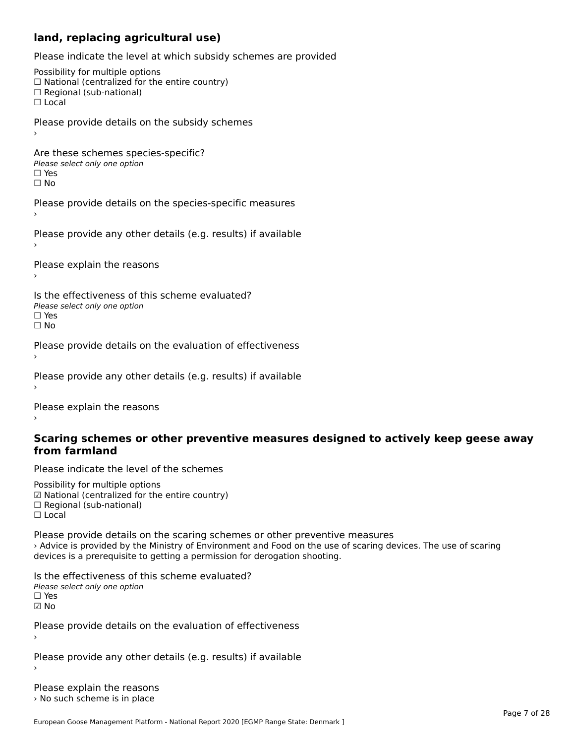**land, replacing agricultural use)**

Please indicate the level at which subsidy schemes are provided

Possibility for multiple options
☐ National (centralized for the entire country)
☐ Regional (sub-national)
☐ Local

Please provide details on the subsidy schemes
›

Are these schemes species-specific?
*Please select only one option*
☐ Yes
☐ No

Please provide details on the species-specific measures
›

Please provide any other details (e.g. results) if available
›

Please explain the reasons
›

Is the effectiveness of this scheme evaluated?
*Please select only one option*
☐ Yes
☐ No

Please provide details on the evaluation of effectiveness
›

Please provide any other details (e.g. results) if available
›

Please explain the reasons
›

## Scaring schemes or other preventive measures designed to actively keep geese away from farmland

Please indicate the level of the schemes

Possibility for multiple options
☑ National (centralized for the entire country)
☐ Regional (sub-national)
☐ Local

Please provide details on the scaring schemes or other preventive measures
› Advice is provided by the Ministry of Environment and Food on the use of scaring devices. The use of scaring devices is a prerequisite to getting a permission for derogation shooting.

Is the effectiveness of this scheme evaluated?
*Please select only one option*
☐ Yes
☑ No

Please provide details on the evaluation of effectiveness
›

Please provide any other details (e.g. results) if available
›

Please explain the reasons
› No such scheme is in place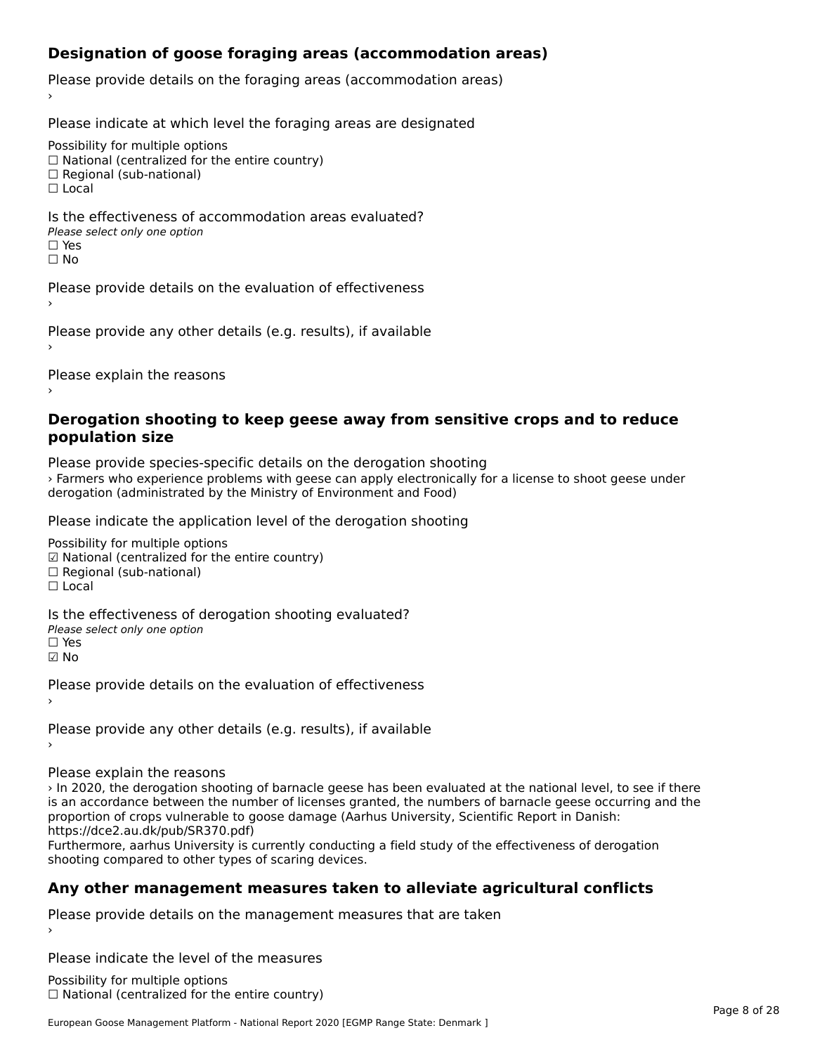## Designation of goose foraging areas (accommodation areas)

Please provide details on the foraging areas (accommodation areas)

›

Please indicate at which level the foraging areas are designated

Possibility for multiple options
☐ National (centralized for the entire country)
☐ Regional (sub-national)
☐ Local

Is the effectiveness of accommodation areas evaluated?
*Please select only one option*
☐ Yes
☐ No

Please provide details on the evaluation of effectiveness

›

Please provide any other details (e.g. results), if available

›

Please explain the reasons

›

## Derogation shooting to keep geese away from sensitive crops and to reduce population size

Please provide species-specific details on the derogation shooting

› Farmers who experience problems with geese can apply electronically for a license to shoot geese under derogation (administrated by the Ministry of Environment and Food)

Please indicate the application level of the derogation shooting

Possibility for multiple options
☑ National (centralized for the entire country)
☐ Regional (sub-national)
☐ Local

Is the effectiveness of derogation shooting evaluated?
*Please select only one option*
☐ Yes
☑ No

Please provide details on the evaluation of effectiveness

›

Please provide any other details (e.g. results), if available

›

Please explain the reasons

› In 2020, the derogation shooting of barnacle geese has been evaluated at the national level, to see if there is an accordance between the number of licenses granted, the numbers of barnacle geese occurring and the proportion of crops vulnerable to goose damage (Aarhus University, Scientific Report in Danish: https://dce2.au.dk/pub/SR370.pdf)
Furthermore, aarhus University is currently conducting a field study of the effectiveness of derogation shooting compared to other types of scaring devices.

## Any other management measures taken to alleviate agricultural conflicts

Please provide details on the management measures that are taken

›

Please indicate the level of the measures

Possibility for multiple options
☐ National (centralized for the entire country)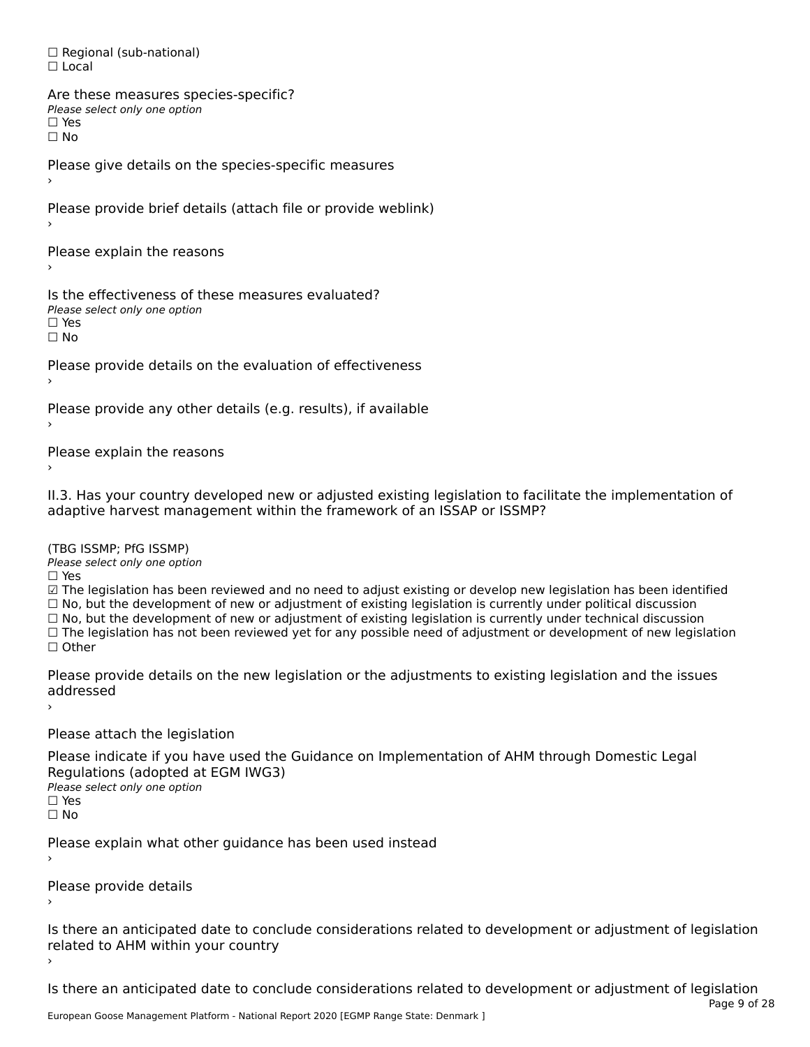☐ Regional (sub-national)
☐ Local

Are these measures species-specific?
*Please select only one option*
☐ Yes
☐ No

Please give details on the species-specific measures
›

Please provide brief details (attach file or provide weblink)
›

Please explain the reasons
›

Is the effectiveness of these measures evaluated?
*Please select only one option*
☐ Yes
☐ No

Please provide details on the evaluation of effectiveness
›

Please provide any other details (e.g. results), if available
›

Please explain the reasons
›

II.3. Has your country developed new or adjusted existing legislation to facilitate the implementation of adaptive harvest management within the framework of an ISSAP or ISSMP?

(TBG ISSMP; PfG ISSMP)
*Please select only one option*
☐ Yes
☑ The legislation has been reviewed and no need to adjust existing or develop new legislation has been identified
☐ No, but the development of new or adjustment of existing legislation is currently under political discussion
☐ No, but the development of new or adjustment of existing legislation is currently under technical discussion
☐ The legislation has not been reviewed yet for any possible need of adjustment or development of new legislation
☐ Other

Please provide details on the new legislation or the adjustments to existing legislation and the issues addressed
›

Please attach the legislation

Please indicate if you have used the Guidance on Implementation of AHM through Domestic Legal Regulations (adopted at EGM IWG3)
*Please select only one option*
☐ Yes
☐ No

Please explain what other guidance has been used instead
›

Please provide details
›

Is there an anticipated date to conclude considerations related to development or adjustment of legislation related to AHM within your country
›

Is there an anticipated date to conclude considerations related to development or adjustment of legislation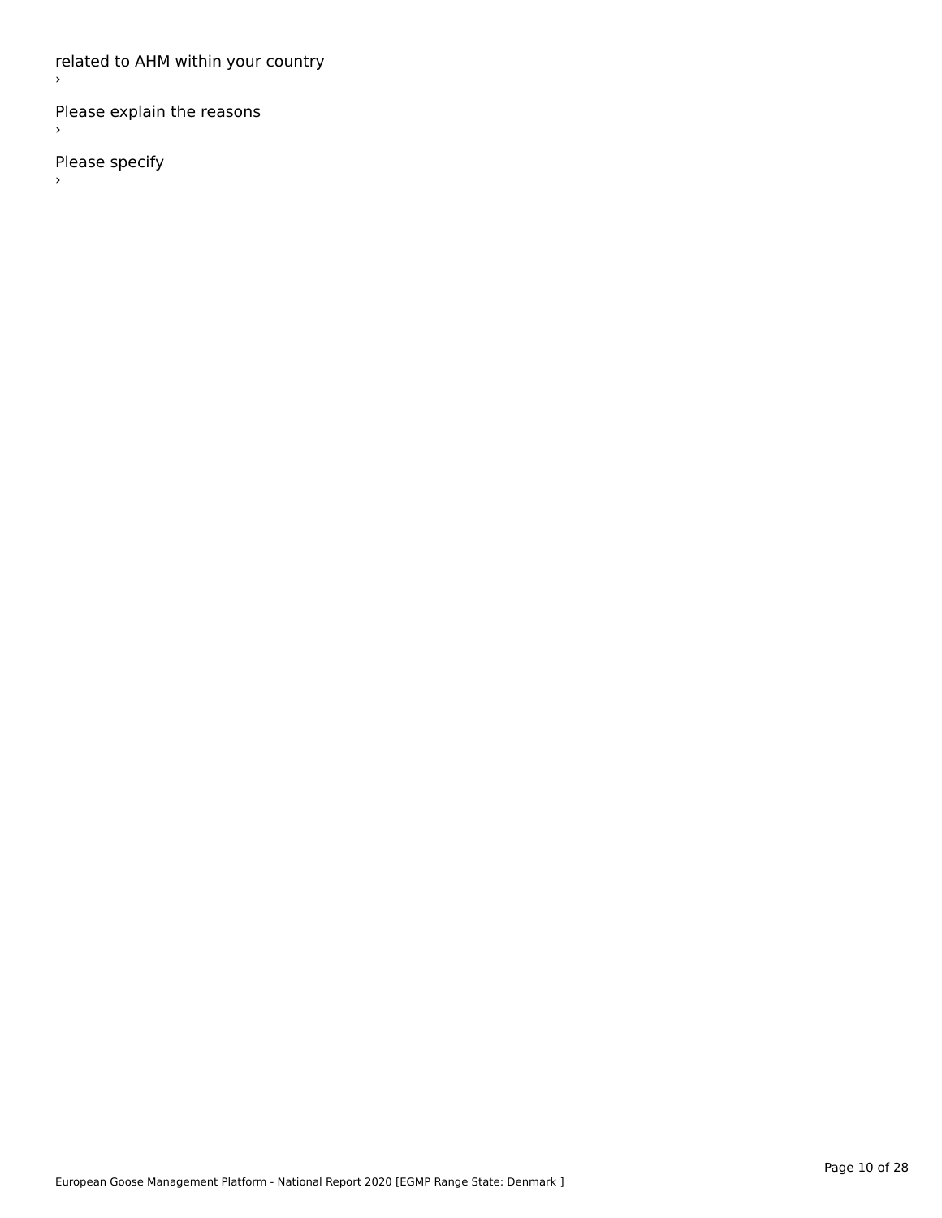related to AHM within your country

›

Please explain the reasons

›

Please specify

›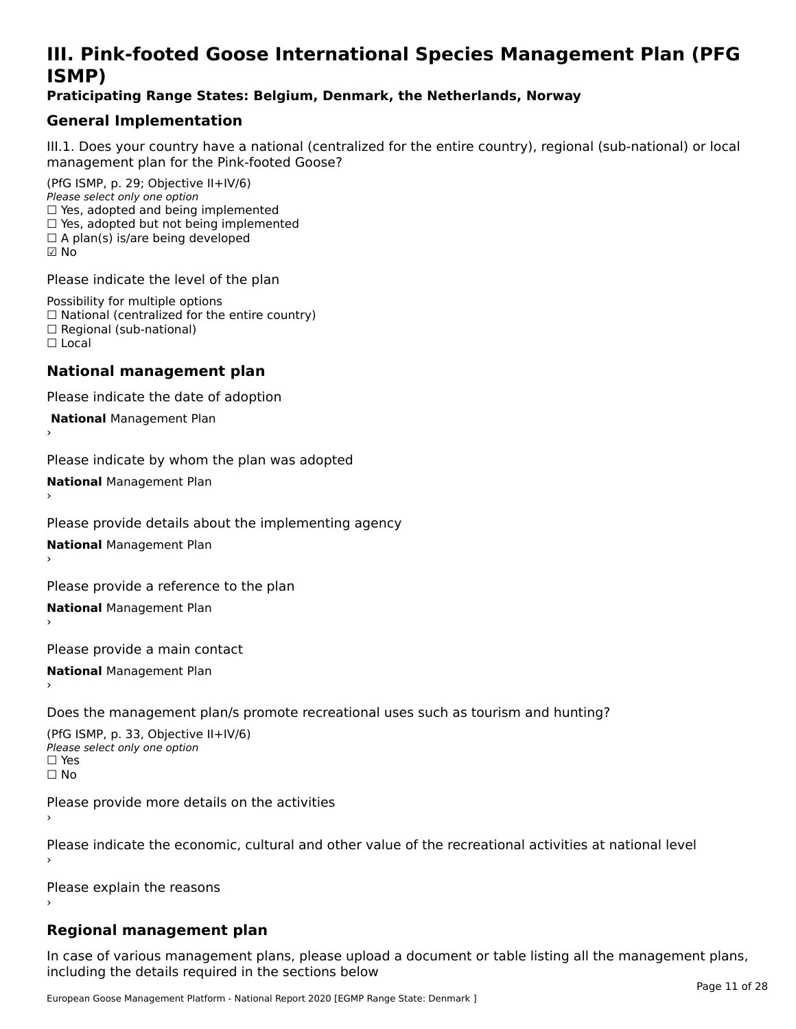# III. Pink-footed Goose International Species Management Plan (PFG ISMP)

**Praticipating Range States: Belgium, Denmark, the Netherlands, Norway**

## General Implementation

III.1. Does your country have a national (centralized for the entire country), regional (sub-national) or local management plan for the Pink-footed Goose?

(PfG ISMP, p. 29; Objective II+IV/6)
*Please select only one option*
☐ Yes, adopted and being implemented
☐ Yes, adopted but not being implemented
☐ A plan(s) is/are being developed
☑ No

Please indicate the level of the plan

Possibility for multiple options
☐ National (centralized for the entire country)
☐ Regional (sub-national)
☐ Local

## National management plan

Please indicate the date of adoption

**National** Management Plan
›

Please indicate by whom the plan was adopted

**National** Management Plan
›

Please provide details about the implementing agency

**National** Management Plan
›

Please provide a reference to the plan

**National** Management Plan
›

Please provide a main contact

**National** Management Plan
›

Does the management plan/s promote recreational uses such as tourism and hunting?

(PfG ISMP, p. 33, Objective II+IV/6)
*Please select only one option*
☐ Yes
☐ No

Please provide more details on the activities
›

Please indicate the economic, cultural and other value of the recreational activities at national level
›

Please explain the reasons
›

## Regional management plan

In case of various management plans, please upload a document or table listing all the management plans, including the details required in the sections below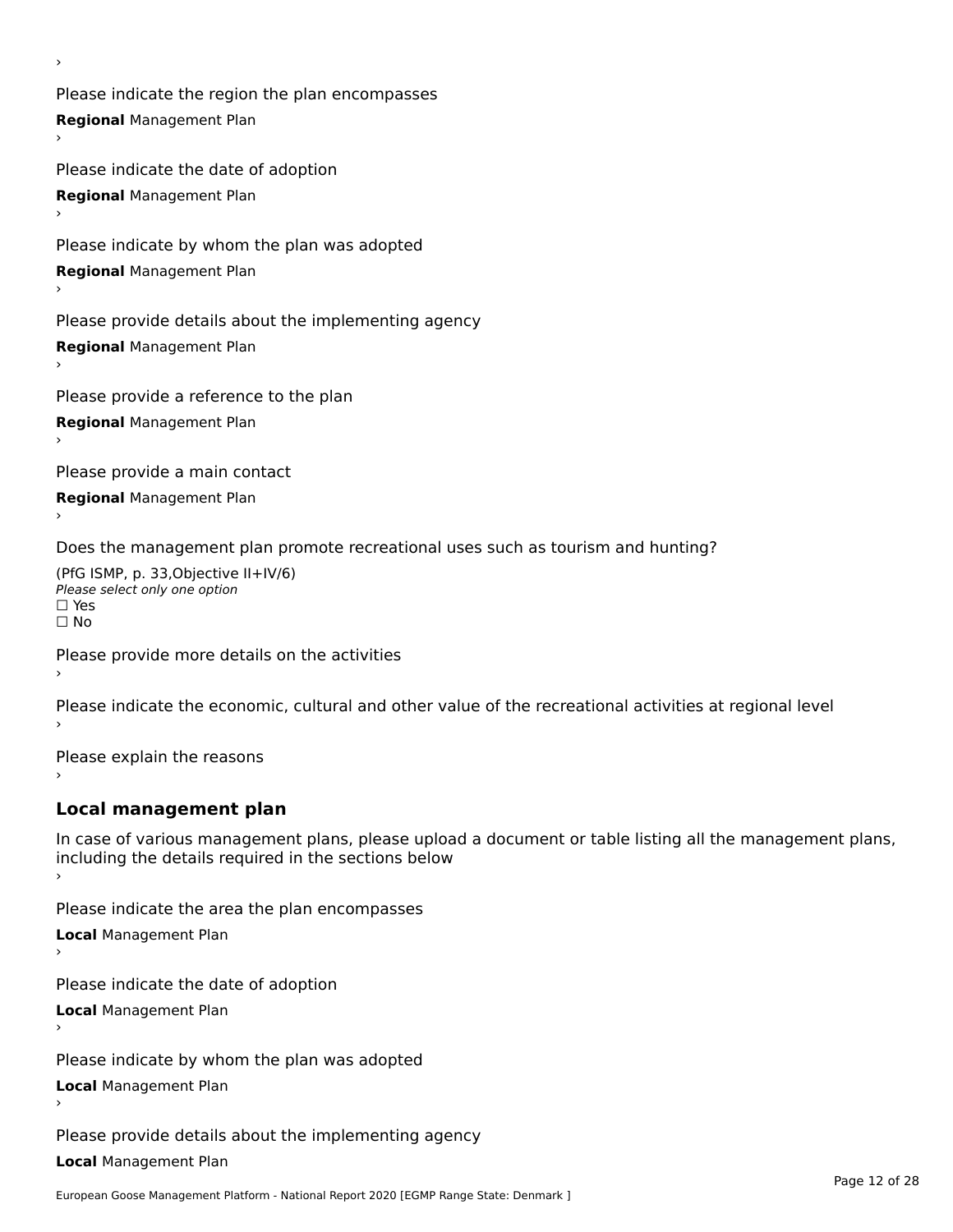›

Please indicate the region the plan encompasses

**Regional** Management Plan

›

Please indicate the date of adoption

**Regional** Management Plan

›

Please indicate by whom the plan was adopted

**Regional** Management Plan

›

Please provide details about the implementing agency

**Regional** Management Plan

›

Please provide a reference to the plan

**Regional** Management Plan

›

Please provide a main contact

**Regional** Management Plan

›

Does the management plan promote recreational uses such as tourism and hunting?

(PfG ISMP, p. 33,Objective II+IV/6)

*Please select only one option*

☐ Yes

☐ No

Please provide more details on the activities

›

Please indicate the economic, cultural and other value of the recreational activities at regional level

›

Please explain the reasons

›

## Local management plan

In case of various management plans, please upload a document or table listing all the management plans, including the details required in the sections below

›

Please indicate the area the plan encompasses

**Local** Management Plan

›

Please indicate the date of adoption

**Local** Management Plan

›

Please indicate by whom the plan was adopted

**Local** Management Plan

›

Please provide details about the implementing agency

**Local** Management Plan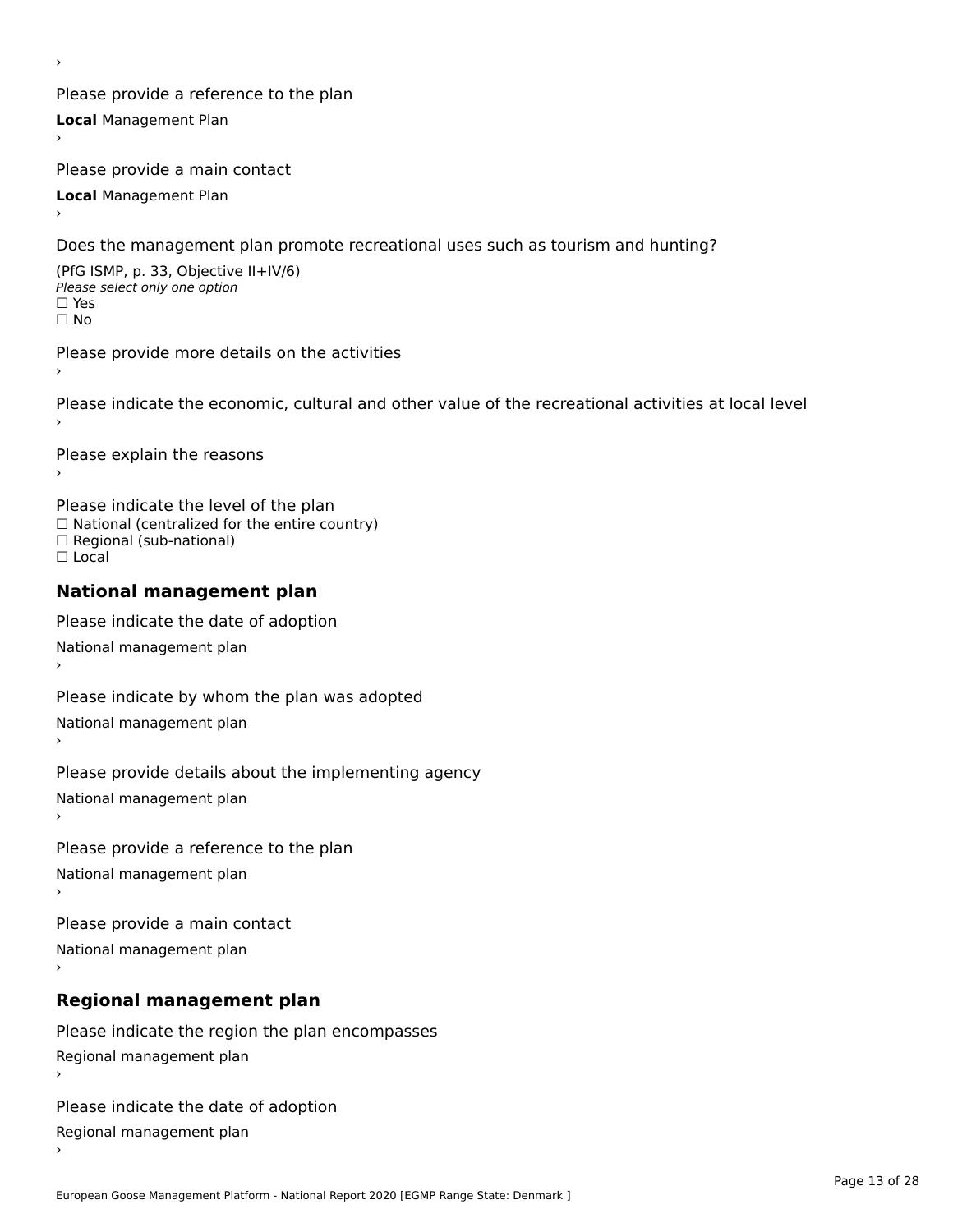›

Please provide a reference to the plan

**Local** Management Plan

›

Please provide a main contact

**Local** Management Plan

›

Does the management plan promote recreational uses such as tourism and hunting?

(PfG ISMP, p. 33, Objective II+IV/6)

*Please select only one option*

☐ Yes

☐ No

Please provide more details on the activities

›

Please indicate the economic, cultural and other value of the recreational activities at local level

›

Please explain the reasons

›

Please indicate the level of the plan

☐ National (centralized for the entire country)

☐ Regional (sub-national)

☐ Local

## National management plan

Please indicate the date of adoption

National management plan

›

Please indicate by whom the plan was adopted

National management plan

›

Please provide details about the implementing agency

National management plan

›

Please provide a reference to the plan

National management plan

›

Please provide a main contact

National management plan

›

## Regional management plan

Please indicate the region the plan encompasses

Regional management plan

›

Please indicate the date of adoption

Regional management plan

›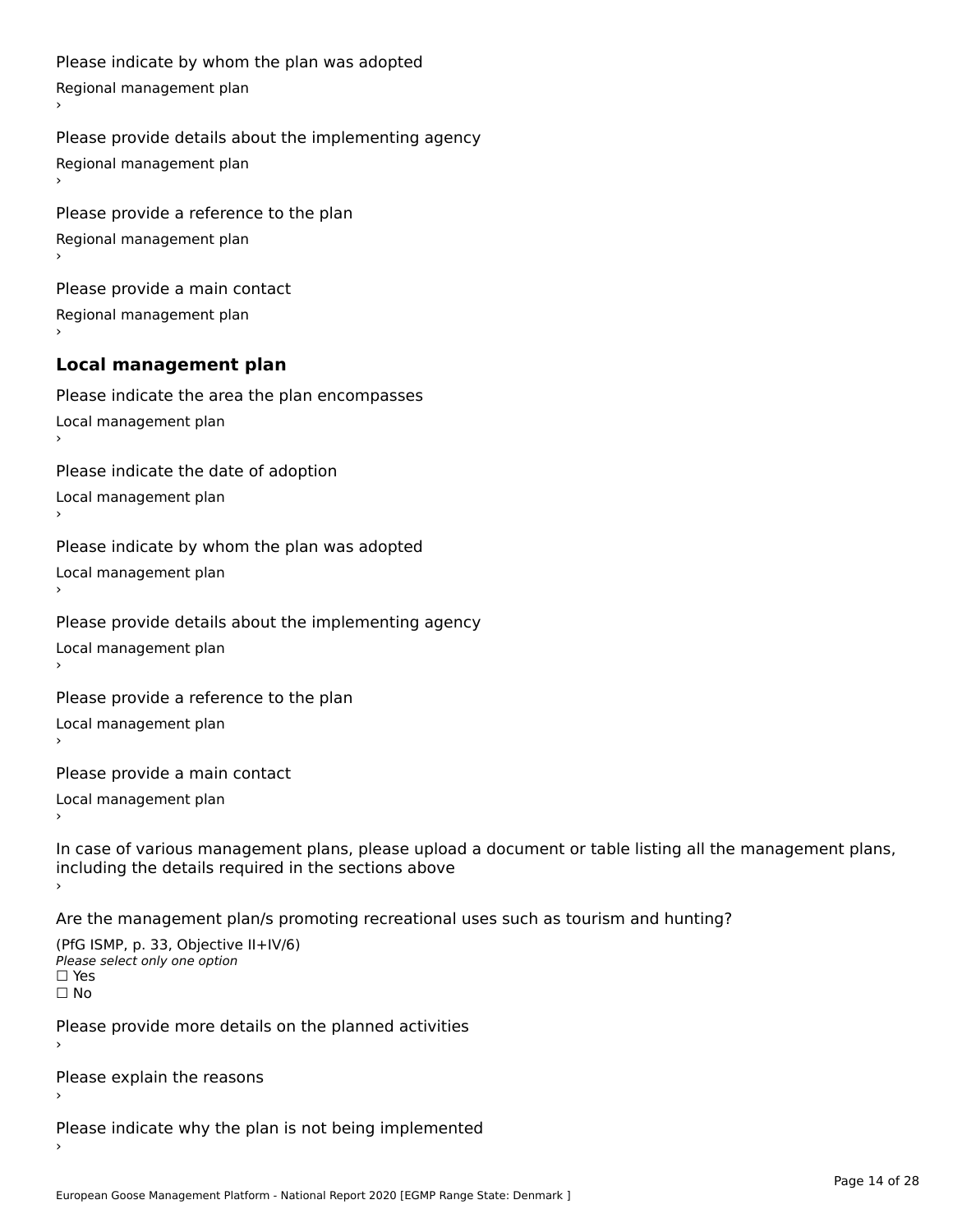Please indicate by whom the plan was adopted

Regional management plan

›

Please provide details about the implementing agency

Regional management plan

›

Please provide a reference to the plan

Regional management plan

›

Please provide a main contact

Regional management plan

›

## Local management plan

Please indicate the area the plan encompasses

Local management plan

›

Please indicate the date of adoption

Local management plan

›

Please indicate by whom the plan was adopted

Local management plan

›

Please provide details about the implementing agency

Local management plan

›

Please provide a reference to the plan

Local management plan

›

Please provide a main contact

Local management plan

›

In case of various management plans, please upload a document or table listing all the management plans, including the details required in the sections above

›

Are the management plan/s promoting recreational uses such as tourism and hunting?

(PfG ISMP, p. 33, Objective II+IV/6)

*Please select only one option*

☐ Yes

☐ No

Please provide more details on the planned activities

›

Please explain the reasons

›

Please indicate why the plan is not being implemented

›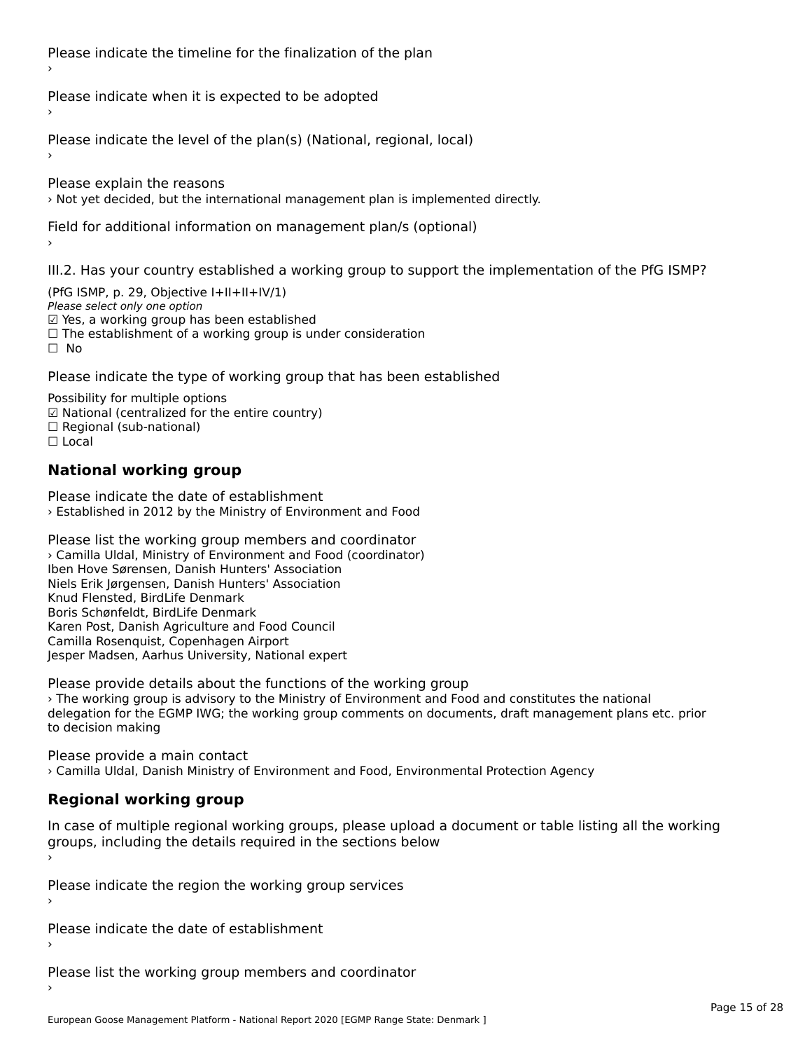Please indicate the timeline for the finalization of the plan

›

Please indicate when it is expected to be adopted

›

Please indicate the level of the plan(s) (National, regional, local)

›

Please explain the reasons

› Not yet decided, but the international management plan is implemented directly.

Field for additional information on management plan/s (optional)

›

III.2. Has your country established a working group to support the implementation of the PfG ISMP?

(PfG ISMP, p. 29, Objective I+II+II+IV/1)
*Please select only one option*
☑ Yes, a working group has been established
☐ The establishment of a working group is under consideration
☐ No

Please indicate the type of working group that has been established

Possibility for multiple options
☑ National (centralized for the entire country)
☐ Regional (sub-national)
☐ Local

## National working group

Please indicate the date of establishment

› Established in 2012 by the Ministry of Environment and Food

Please list the working group members and coordinator

› Camilla Uldal, Ministry of Environment and Food (coordinator)
Iben Hove Sørensen, Danish Hunters' Association
Niels Erik Jørgensen, Danish Hunters' Association
Knud Flensted, BirdLife Denmark
Boris Schønfeldt, BirdLife Denmark
Karen Post, Danish Agriculture and Food Council
Camilla Rosenquist, Copenhagen Airport
Jesper Madsen, Aarhus University, National expert

Please provide details about the functions of the working group

› The working group is advisory to the Ministry of Environment and Food and constitutes the national delegation for the EGMP IWG; the working group comments on documents, draft management plans etc. prior to decision making

Please provide a main contact

› Camilla Uldal, Danish Ministry of Environment and Food, Environmental Protection Agency

## Regional working group

In case of multiple regional working groups, please upload a document or table listing all the working groups, including the details required in the sections below

›

Please indicate the region the working group services

›

Please indicate the date of establishment

›

Please list the working group members and coordinator

›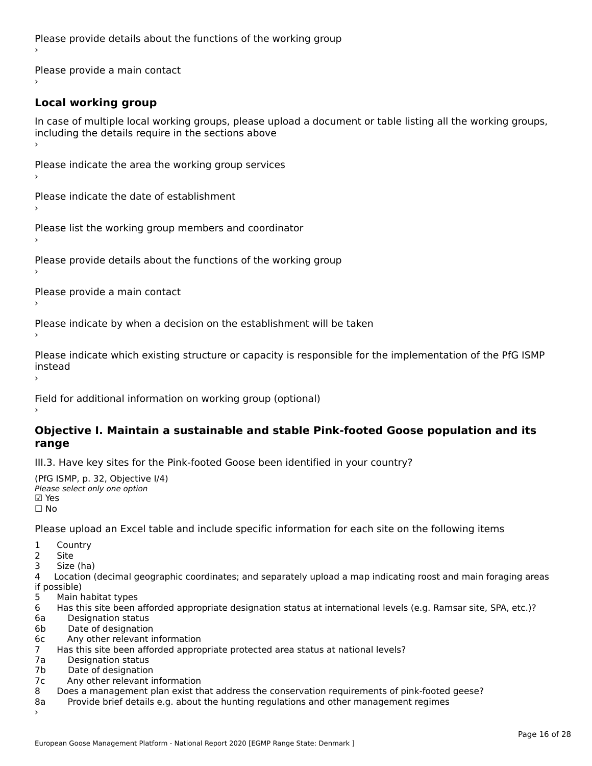Please provide details about the functions of the working group

›

Please provide a main contact

›

### Local working group

In case of multiple local working groups, please upload a document or table listing all the working groups, including the details require in the sections above

›

Please indicate the area the working group services

›

Please indicate the date of establishment

›

Please list the working group members and coordinator

›

Please provide details about the functions of the working group

›

Please provide a main contact

›

Please indicate by when a decision on the establishment will be taken

›

Please indicate which existing structure or capacity is responsible for the implementation of the PfG ISMP instead

›

Field for additional information on working group (optional)

›

## Objective I. Maintain a sustainable and stable Pink-footed Goose population and its range

III.3. Have key sites for the Pink-footed Goose been identified in your country?

(PfG ISMP, p. 32, Objective I/4)

*Please select only one option*

☑ Yes

☐ No

Please upload an Excel table and include specific information for each site on the following items

1 Country
2 Site
3 Size (ha)
4 Location (decimal geographic coordinates; and separately upload a map indicating roost and main foraging areas if possible)
5 Main habitat types
6 Has this site been afforded appropriate designation status at international levels (e.g. Ramsar site, SPA, etc.)?
6a Designation status
6b Date of designation
6c Any other relevant information
7 Has this site been afforded appropriate protected area status at national levels?
7a Designation status
7b Date of designation
7c Any other relevant information
8 Does a management plan exist that address the conservation requirements of pink-footed geese?
8a Provide brief details e.g. about the hunting regulations and other management regimes

›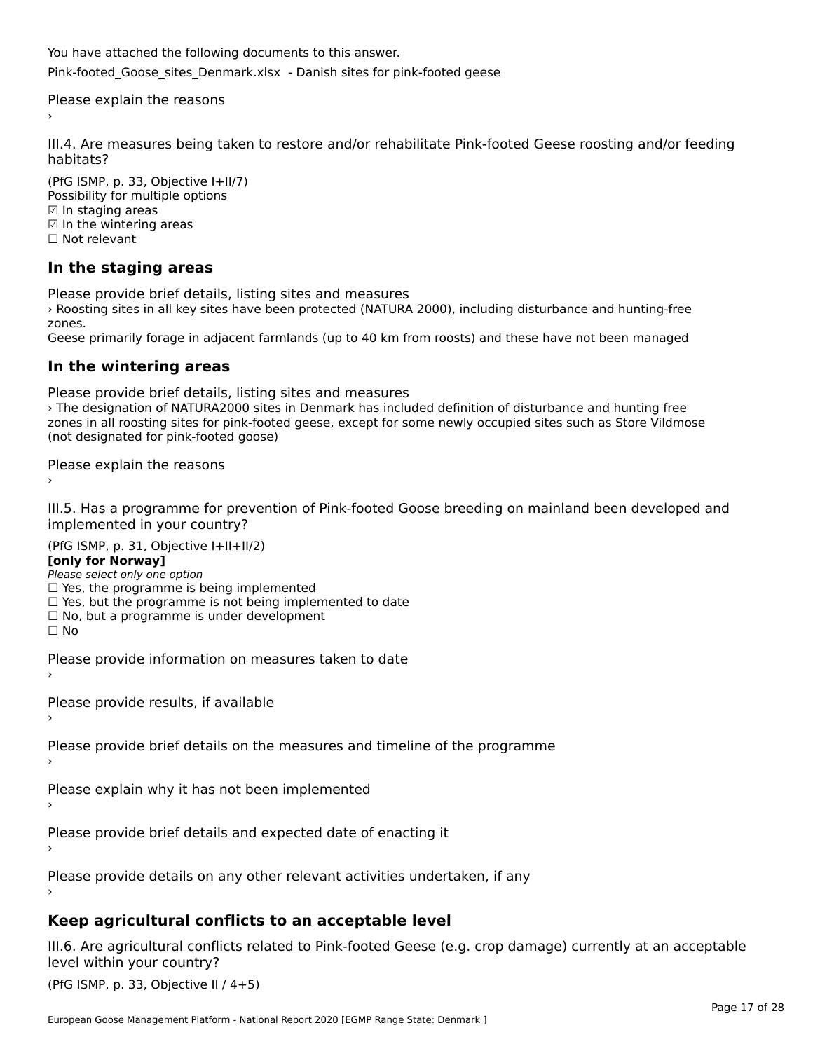You have attached the following documents to this answer.

Pink-footed_Goose_sites_Denmark.xlsx - Danish sites for pink-footed geese

Please explain the reasons

›

III.4. Are measures being taken to restore and/or rehabilitate Pink-footed Geese roosting and/or feeding habitats?

(PfG ISMP, p. 33, Objective I+II/7)
Possibility for multiple options
☑ In staging areas
☑ In the wintering areas
☐ Not relevant

## In the staging areas

Please provide brief details, listing sites and measures

› Roosting sites in all key sites have been protected (NATURA 2000), including disturbance and hunting-free zones.
Geese primarily forage in adjacent farmlands (up to 40 km from roosts) and these have not been managed

## In the wintering areas

Please provide brief details, listing sites and measures

› The designation of NATURA2000 sites in Denmark has included definition of disturbance and hunting free zones in all roosting sites for pink-footed geese, except for some newly occupied sites such as Store Vildmose (not designated for pink-footed goose)

Please explain the reasons

›

III.5. Has a programme for prevention of Pink-footed Goose breeding on mainland been developed and implemented in your country?

(PfG ISMP, p. 31, Objective I+II+II/2)
**[only for Norway]**
*Please select only one option*
☐ Yes, the programme is being implemented
☐ Yes, but the programme is not being implemented to date
☐ No, but a programme is under development
☐ No

Please provide information on measures taken to date

›

Please provide results, if available

›

Please provide brief details on the measures and timeline of the programme

›

Please explain why it has not been implemented

›

Please provide brief details and expected date of enacting it

›

Please provide details on any other relevant activities undertaken, if any

›

## Keep agricultural conflicts to an acceptable level

III.6. Are agricultural conflicts related to Pink-footed Geese (e.g. crop damage) currently at an acceptable level within your country?

(PfG ISMP, p. 33, Objective II / 4+5)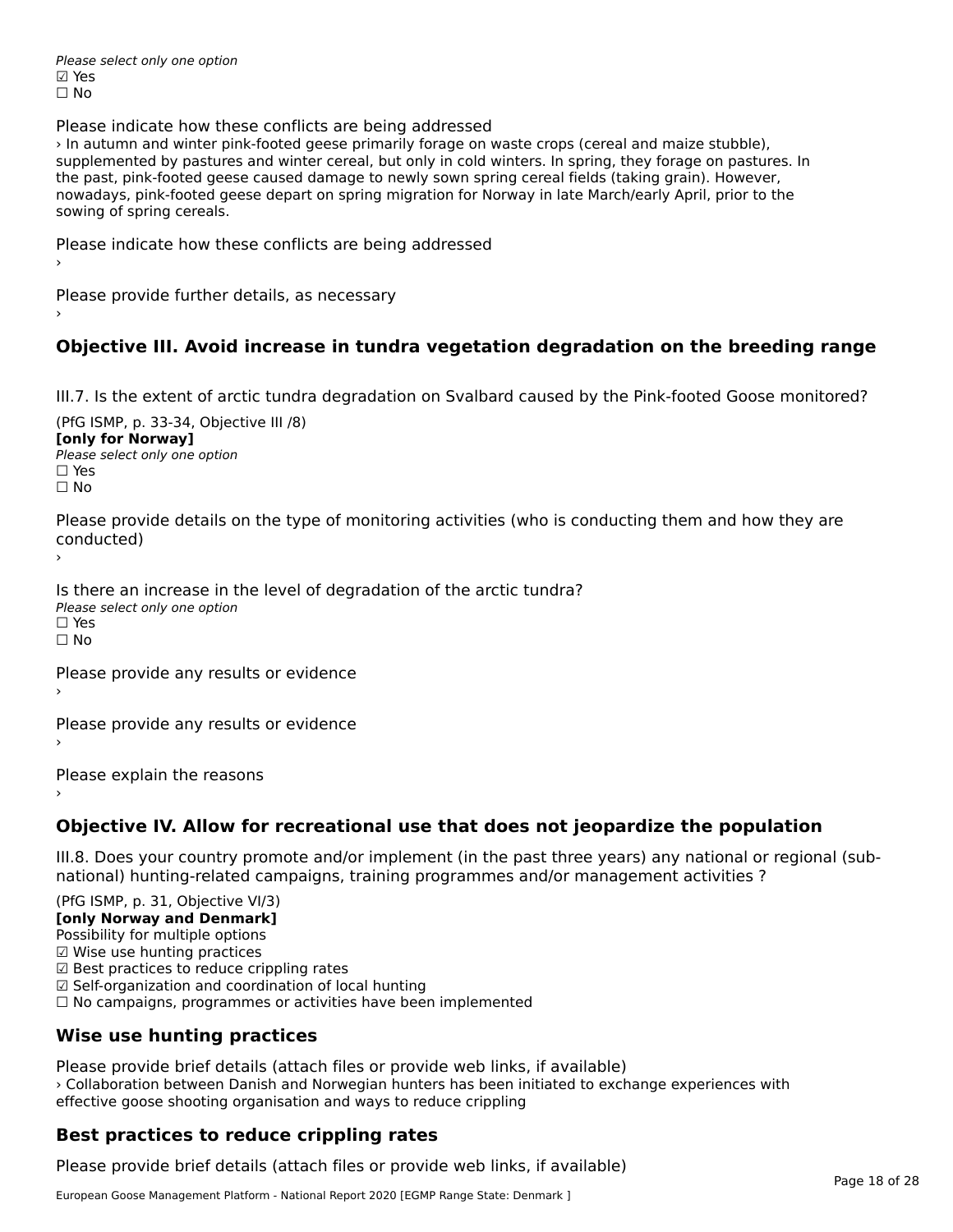*Please select only one option*
☑ Yes
☐ No

Please indicate how these conflicts are being addressed
› In autumn and winter pink-footed geese primarily forage on waste crops (cereal and maize stubble), supplemented by pastures and winter cereal, but only in cold winters. In spring, they forage on pastures. In the past, pink-footed geese caused damage to newly sown spring cereal fields (taking grain). However, nowadays, pink-footed geese depart on spring migration for Norway in late March/early April, prior to the sowing of spring cereals.

Please indicate how these conflicts are being addressed
›

Please provide further details, as necessary
›

## Objective III. Avoid increase in tundra vegetation degradation on the breeding range

III.7. Is the extent of arctic tundra degradation on Svalbard caused by the Pink-footed Goose monitored?

(PfG ISMP, p. 33-34, Objective III /8)
**[only for Norway]**
*Please select only one option*
☐ Yes
☐ No

Please provide details on the type of monitoring activities (who is conducting them and how they are conducted)
›

Is there an increase in the level of degradation of the arctic tundra?
*Please select only one option*
☐ Yes
☐ No

Please provide any results or evidence
›

Please provide any results or evidence
›

Please explain the reasons
›

## Objective IV. Allow for recreational use that does not jeopardize the population

III.8. Does your country promote and/or implement (in the past three years) any national or regional (sub-national) hunting-related campaigns, training programmes and/or management activities ?

(PfG ISMP, p. 31, Objective VI/3)
**[only Norway and Denmark]**
Possibility for multiple options
☑ Wise use hunting practices
☑ Best practices to reduce crippling rates
☑ Self-organization and coordination of local hunting
☐ No campaigns, programmes or activities have been implemented

## Wise use hunting practices

Please provide brief details (attach files or provide web links, if available)
› Collaboration between Danish and Norwegian hunters has been initiated to exchange experiences with effective goose shooting organisation and ways to reduce crippling

## Best practices to reduce crippling rates

Please provide brief details (attach files or provide web links, if available)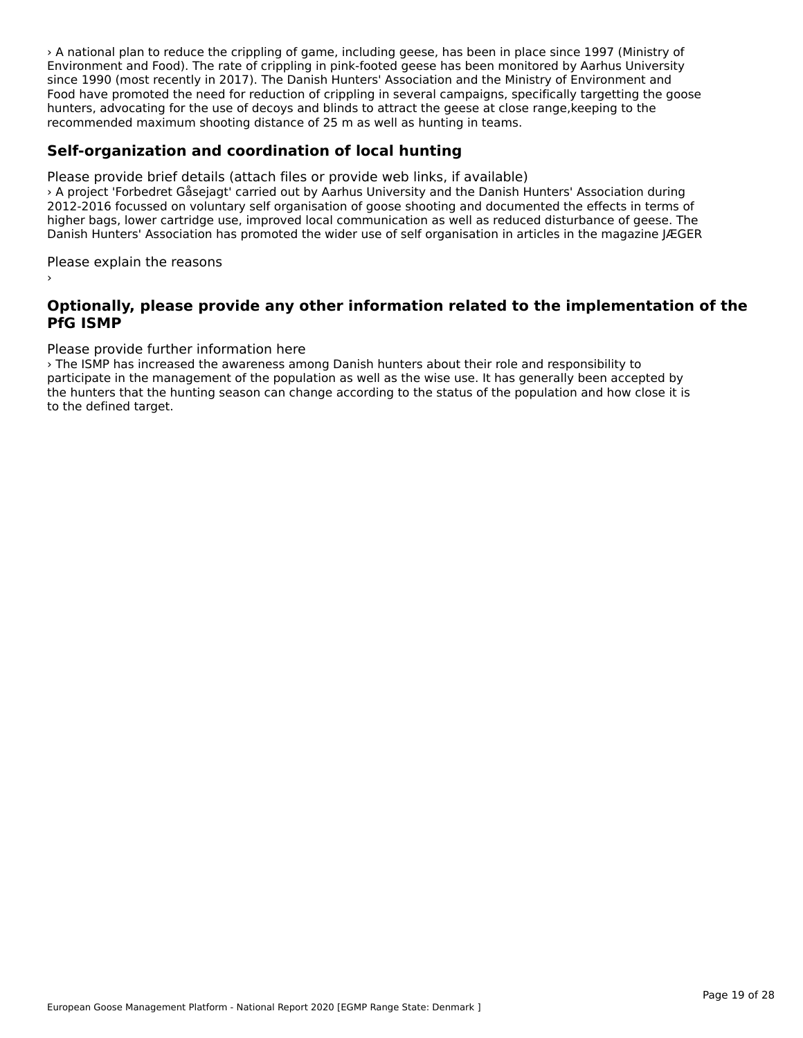› A national plan to reduce the crippling of game, including geese, has been in place since 1997 (Ministry of Environment and Food). The rate of crippling in pink-footed geese has been monitored by Aarhus University since 1990 (most recently in 2017). The Danish Hunters' Association and the Ministry of Environment and Food have promoted the need for reduction of crippling in several campaigns, specifically targetting the goose hunters, advocating for the use of decoys and blinds to attract the geese at close range,keeping to the recommended maximum shooting distance of 25 m as well as hunting in teams.

## Self-organization and coordination of local hunting

Please provide brief details (attach files or provide web links, if available)

› A project 'Forbedret Gåsejagt' carried out by Aarhus University and the Danish Hunters' Association during 2012-2016 focussed on voluntary self organisation of goose shooting and documented the effects in terms of higher bags, lower cartridge use, improved local communication as well as reduced disturbance of geese. The Danish Hunters' Association has promoted the wider use of self organisation in articles in the magazine JÆGER

Please explain the reasons

›

## Optionally, please provide any other information related to the implementation of the PfG ISMP

Please provide further information here

› The ISMP has increased the awareness among Danish hunters about their role and responsibility to participate in the management of the population as well as the wise use. It has generally been accepted by the hunters that the hunting season can change according to the status of the population and how close it is to the defined target.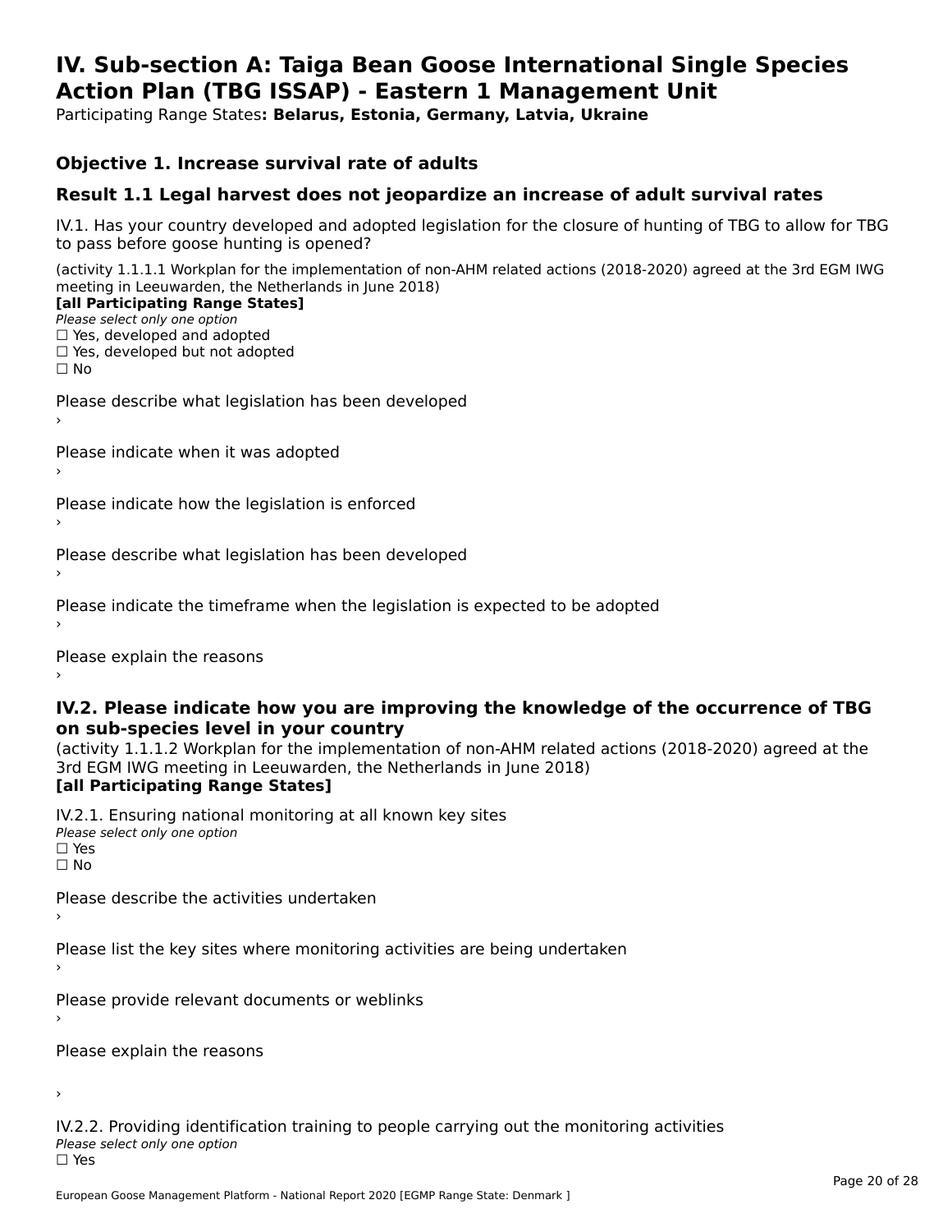# IV. Sub-section A: Taiga Bean Goose International Single Species Action Plan (TBG ISSAP) - Eastern 1 Management Unit

Participating Range States**: Belarus, Estonia, Germany, Latvia, Ukraine**

### Objective 1. Increase survival rate of adults

### Result 1.1 Legal harvest does not jeopardize an increase of adult survival rates

IV.1. Has your country developed and adopted legislation for the closure of hunting of TBG to allow for TBG to pass before goose hunting is opened?

(activity 1.1.1.1 Workplan for the implementation of non-AHM related actions (2018-2020) agreed at the 3rd EGM IWG meeting in Leeuwarden, the Netherlands in June 2018)
**[all Participating Range States]**
*Please select only one option*
☐ Yes, developed and adopted
☐ Yes, developed but not adopted
☐ No

Please describe what legislation has been developed
›

Please indicate when it was adopted
›

Please indicate how the legislation is enforced
›

Please describe what legislation has been developed
›

Please indicate the timeframe when the legislation is expected to be adopted
›

Please explain the reasons
›

### IV.2. Please indicate how you are improving the knowledge of the occurrence of TBG on sub-species level in your country

(activity 1.1.1.2 Workplan for the implementation of non-AHM related actions (2018-2020) agreed at the 3rd EGM IWG meeting in Leeuwarden, the Netherlands in June 2018)
**[all Participating Range States]**

IV.2.1. Ensuring national monitoring at all known key sites
*Please select only one option*
☐ Yes
☐ No

Please describe the activities undertaken
›

Please list the key sites where monitoring activities are being undertaken
›

Please provide relevant documents or weblinks
›

Please explain the reasons

›

IV.2.2. Providing identification training to people carrying out the monitoring activities
*Please select only one option*
☐ Yes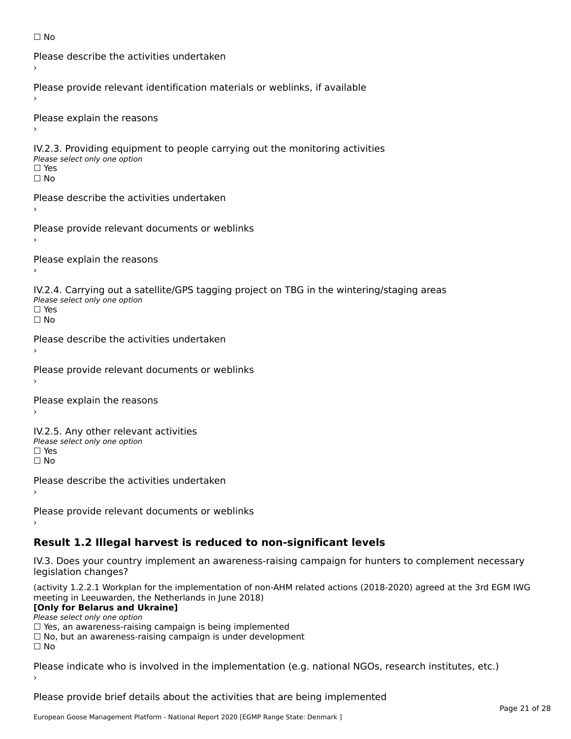☐ No

Please describe the activities undertaken
›

Please provide relevant identification materials or weblinks, if available
›

Please explain the reasons
›

IV.2.3. Providing equipment to people carrying out the monitoring activities
*Please select only one option*
☐ Yes
☐ No

Please describe the activities undertaken
›

Please provide relevant documents or weblinks
›

Please explain the reasons
›

IV.2.4. Carrying out a satellite/GPS tagging project on TBG in the wintering/staging areas
*Please select only one option*
☐ Yes
☐ No

Please describe the activities undertaken
›

Please provide relevant documents or weblinks
›

Please explain the reasons
›

IV.2.5. Any other relevant activities
*Please select only one option*
☐ Yes
☐ No

Please describe the activities undertaken
›

Please provide relevant documents or weblinks
›

## Result 1.2 Illegal harvest is reduced to non-significant levels

IV.3. Does your country implement an awareness-raising campaign for hunters to complement necessary legislation changes?

(activity 1.2.2.1 Workplan for the implementation of non-AHM related actions (2018-2020) agreed at the 3rd EGM IWG meeting in Leeuwarden, the Netherlands in June 2018)
**[Only for Belarus and Ukraine]**
*Please select only one option*
☐ Yes, an awareness-raising campaign is being implemented
☐ No, but an awareness-raising campaign is under development
☐ No

Please indicate who is involved in the implementation (e.g. national NGOs, research institutes, etc.)
›

Please provide brief details about the activities that are being implemented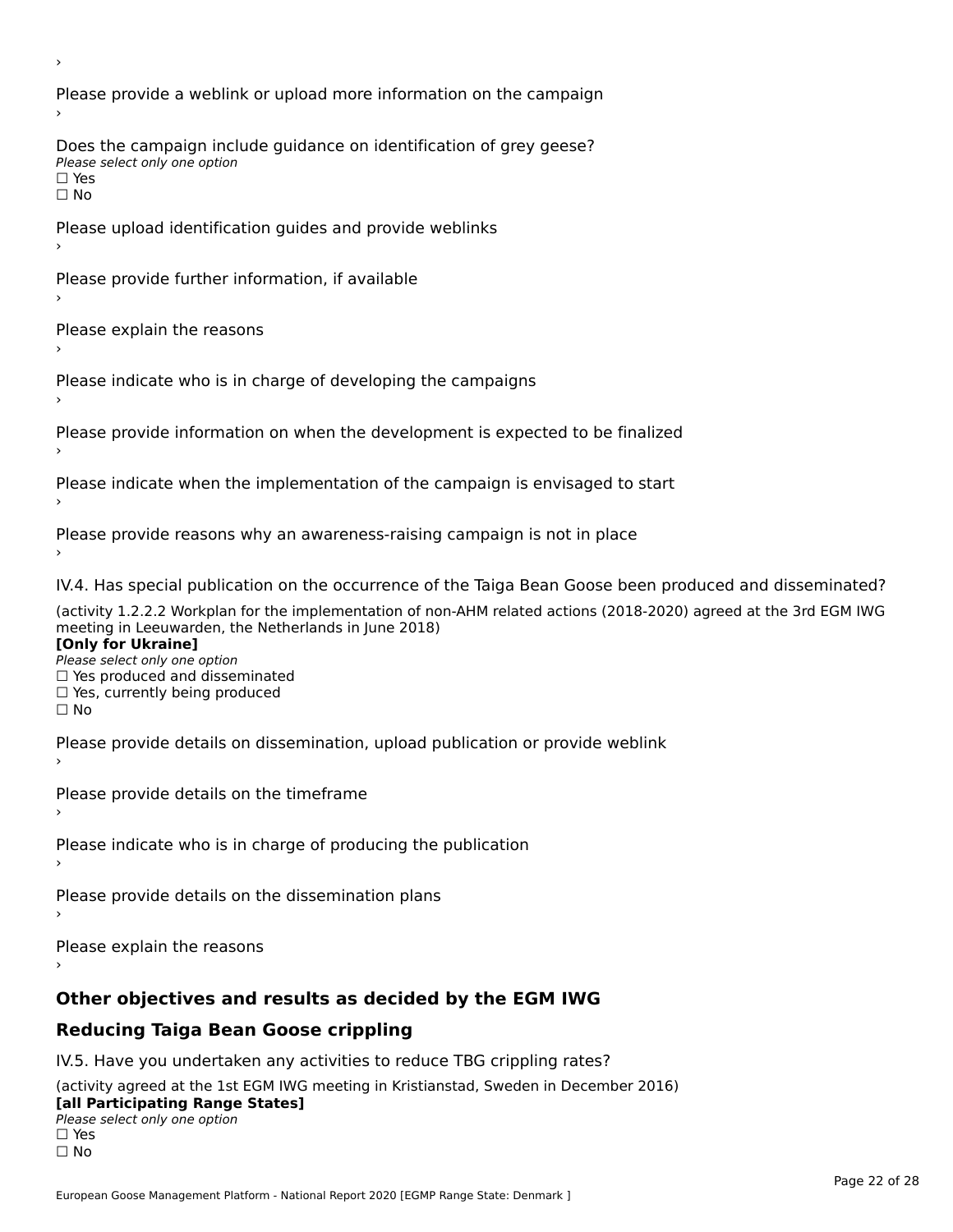›

Please provide a weblink or upload more information on the campaign

›

Does the campaign include guidance on identification of grey geese?

*Please select only one option*

☐ Yes

☐ No

Please upload identification guides and provide weblinks

›

Please provide further information, if available

›

Please explain the reasons

›

Please indicate who is in charge of developing the campaigns

›

Please provide information on when the development is expected to be finalized

›

Please indicate when the implementation of the campaign is envisaged to start

›

Please provide reasons why an awareness-raising campaign is not in place

›

IV.4. Has special publication on the occurrence of the Taiga Bean Goose been produced and disseminated?

(activity 1.2.2.2 Workplan for the implementation of non-AHM related actions (2018-2020) agreed at the 3rd EGM IWG meeting in Leeuwarden, the Netherlands in June 2018)

**[Only for Ukraine]**

*Please select only one option*

☐ Yes produced and disseminated

☐ Yes, currently being produced

☐ No

Please provide details on dissemination, upload publication or provide weblink

›

Please provide details on the timeframe

›

Please indicate who is in charge of producing the publication

›

Please provide details on the dissemination plans

›

Please explain the reasons

›

## Other objectives and results as decided by the EGM IWG

## Reducing Taiga Bean Goose crippling

IV.5. Have you undertaken any activities to reduce TBG crippling rates?

(activity agreed at the 1st EGM IWG meeting in Kristianstad, Sweden in December 2016)

**[all Participating Range States]**

*Please select only one option*

☐ Yes

☐ No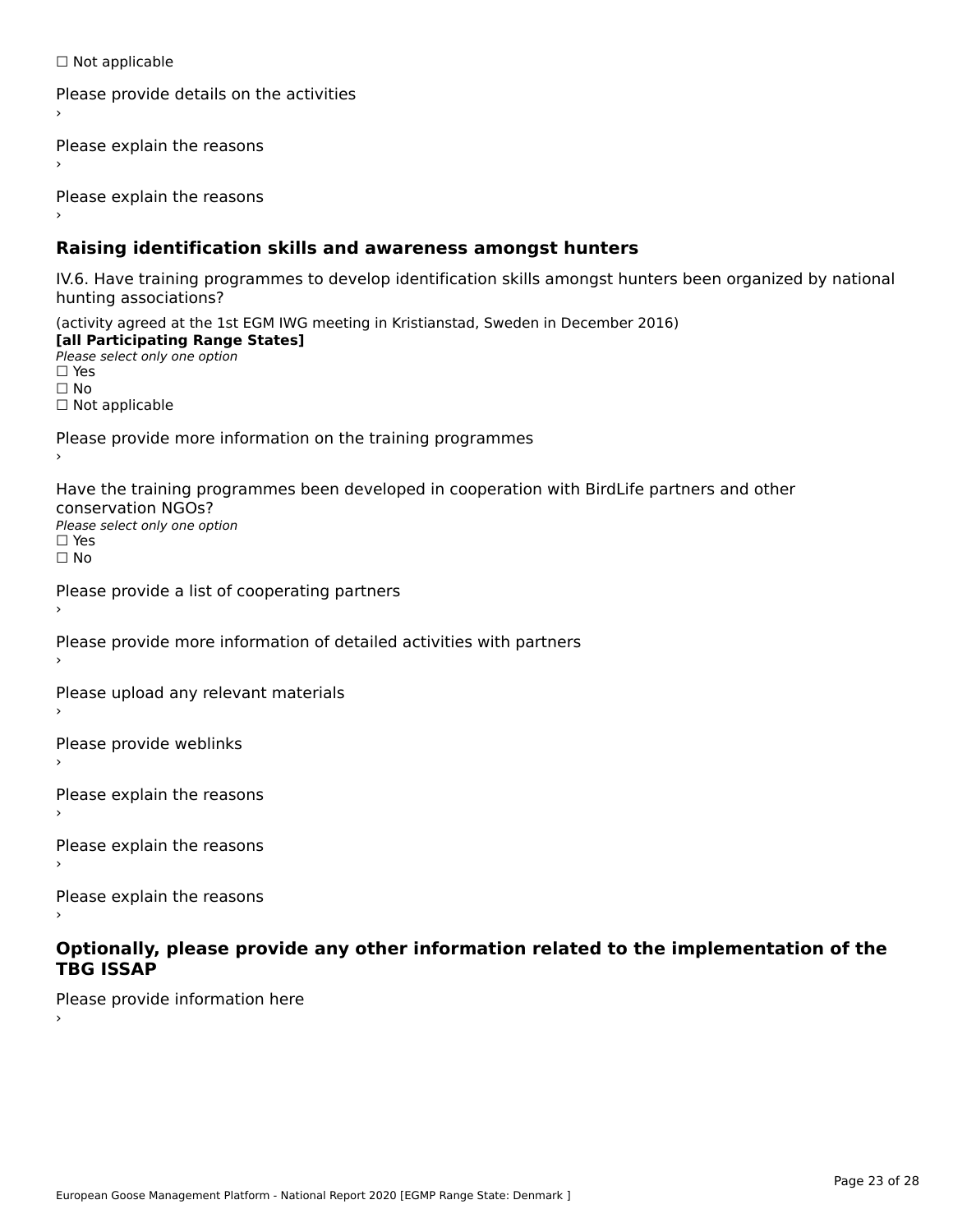☐ Not applicable

Please provide details on the activities
›

Please explain the reasons
›

Please explain the reasons
›

## Raising identification skills and awareness amongst hunters

IV.6. Have training programmes to develop identification skills amongst hunters been organized by national hunting associations?

(activity agreed at the 1st EGM IWG meeting in Kristianstad, Sweden in December 2016)
**[all Participating Range States]**
*Please select only one option*
☐ Yes
☐ No
☐ Not applicable

Please provide more information on the training programmes
›

Have the training programmes been developed in cooperation with BirdLife partners and other conservation NGOs?
*Please select only one option*
☐ Yes
☐ No

Please provide a list of cooperating partners
›

Please provide more information of detailed activities with partners
›

Please upload any relevant materials
›

Please provide weblinks
›

Please explain the reasons
›

Please explain the reasons
›

Please explain the reasons
›

## Optionally, please provide any other information related to the implementation of the TBG ISSAP

Please provide information here
›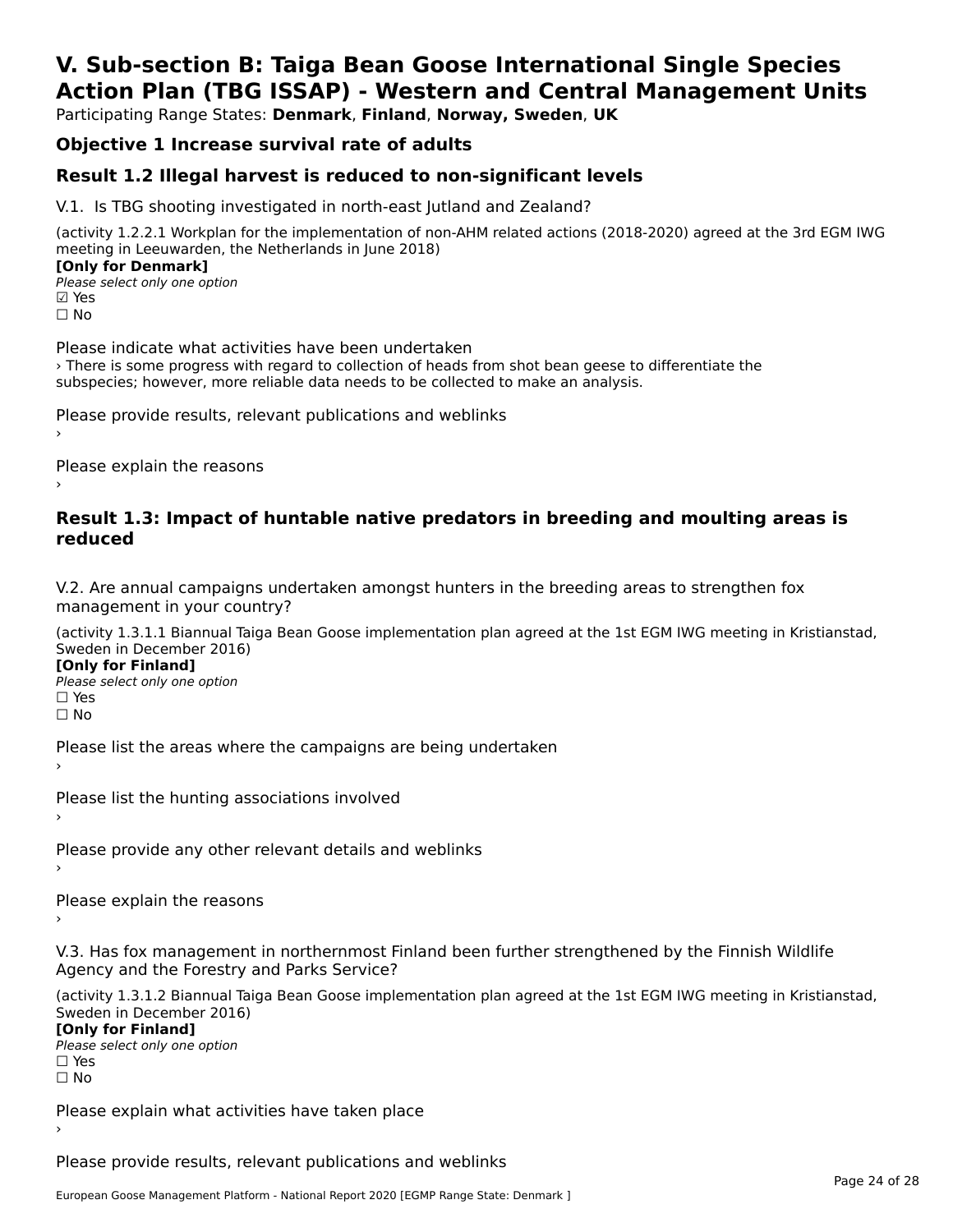# V. Sub-section B: Taiga Bean Goose International Single Species Action Plan (TBG ISSAP) - Western and Central Management Units

Participating Range States: **Denmark**, **Finland**, **Norway, Sweden**, **UK**

## Objective 1 Increase survival rate of adults

## Result 1.2 Illegal harvest is reduced to non-significant levels

V.1. Is TBG shooting investigated in north-east Jutland and Zealand?

(activity 1.2.2.1 Workplan for the implementation of non-AHM related actions (2018-2020) agreed at the 3rd EGM IWG meeting in Leeuwarden, the Netherlands in June 2018)

**[Only for Denmark]**

*Please select only one option*

☑ Yes

☐ No

Please indicate what activities have been undertaken

› There is some progress with regard to collection of heads from shot bean geese to differentiate the subspecies; however, more reliable data needs to be collected to make an analysis.

Please provide results, relevant publications and weblinks

›

Please explain the reasons

›

## Result 1.3: Impact of huntable native predators in breeding and moulting areas is reduced

V.2. Are annual campaigns undertaken amongst hunters in the breeding areas to strengthen fox management in your country?

(activity 1.3.1.1 Biannual Taiga Bean Goose implementation plan agreed at the 1st EGM IWG meeting in Kristianstad, Sweden in December 2016)

**[Only for Finland]**

*Please select only one option*

☐ Yes

☐ No

Please list the areas where the campaigns are being undertaken

›

Please list the hunting associations involved

›

Please provide any other relevant details and weblinks

›

Please explain the reasons

›

V.3. Has fox management in northernmost Finland been further strengthened by the Finnish Wildlife Agency and the Forestry and Parks Service?

(activity 1.3.1.2 Biannual Taiga Bean Goose implementation plan agreed at the 1st EGM IWG meeting in Kristianstad, Sweden in December 2016)

**[Only for Finland]**

*Please select only one option*

☐ Yes

☐ No

Please explain what activities have taken place

›

Please provide results, relevant publications and weblinks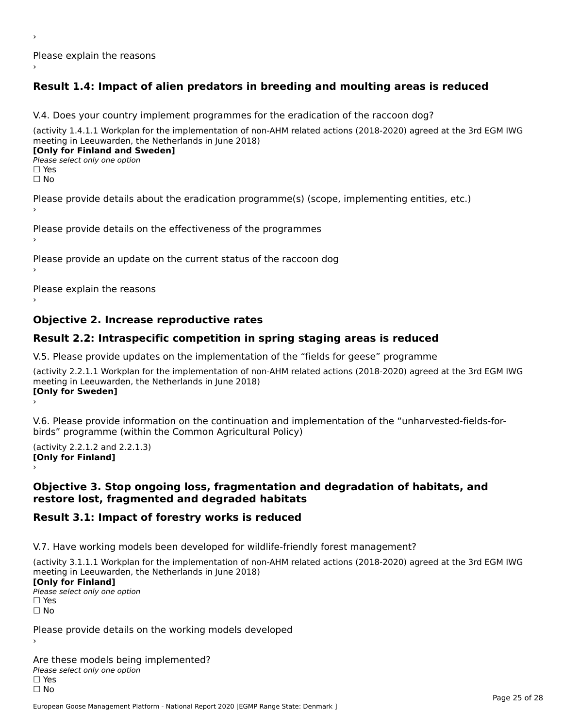›

Please explain the reasons

›

## Result 1.4: Impact of alien predators in breeding and moulting areas is reduced

V.4. Does your country implement programmes for the eradication of the raccoon dog?

(activity 1.4.1.1 Workplan for the implementation of non-AHM related actions (2018-2020) agreed at the 3rd EGM IWG meeting in Leeuwarden, the Netherlands in June 2018)

**[Only for Finland and Sweden]**

*Please select only one option*

☐ Yes

☐ No

Please provide details about the eradication programme(s) (scope, implementing entities, etc.)

›

Please provide details on the effectiveness of the programmes

›

Please provide an update on the current status of the raccoon dog

›

Please explain the reasons

›

## Objective 2. Increase reproductive rates

## Result 2.2: Intraspecific competition in spring staging areas is reduced

V.5. Please provide updates on the implementation of the “fields for geese” programme

(activity 2.2.1.1 Workplan for the implementation of non-AHM related actions (2018-2020) agreed at the 3rd EGM IWG meeting in Leeuwarden, the Netherlands in June 2018)

**[Only for Sweden]**

›

V.6. Please provide information on the continuation and implementation of the “unharvested-fields-for-birds” programme (within the Common Agricultural Policy)

(activity 2.2.1.2 and 2.2.1.3)

**[Only for Finland]**

›

## Objective 3. Stop ongoing loss, fragmentation and degradation of habitats, and restore lost, fragmented and degraded habitats

## Result 3.1: Impact of forestry works is reduced

V.7. Have working models been developed for wildlife-friendly forest management?

(activity 3.1.1.1 Workplan for the implementation of non-AHM related actions (2018-2020) agreed at the 3rd EGM IWG meeting in Leeuwarden, the Netherlands in June 2018)

**[Only for Finland]**

*Please select only one option*

☐ Yes

☐ No

Please provide details on the working models developed

›

Are these models being implemented?

*Please select only one option*

☐ Yes

☐ No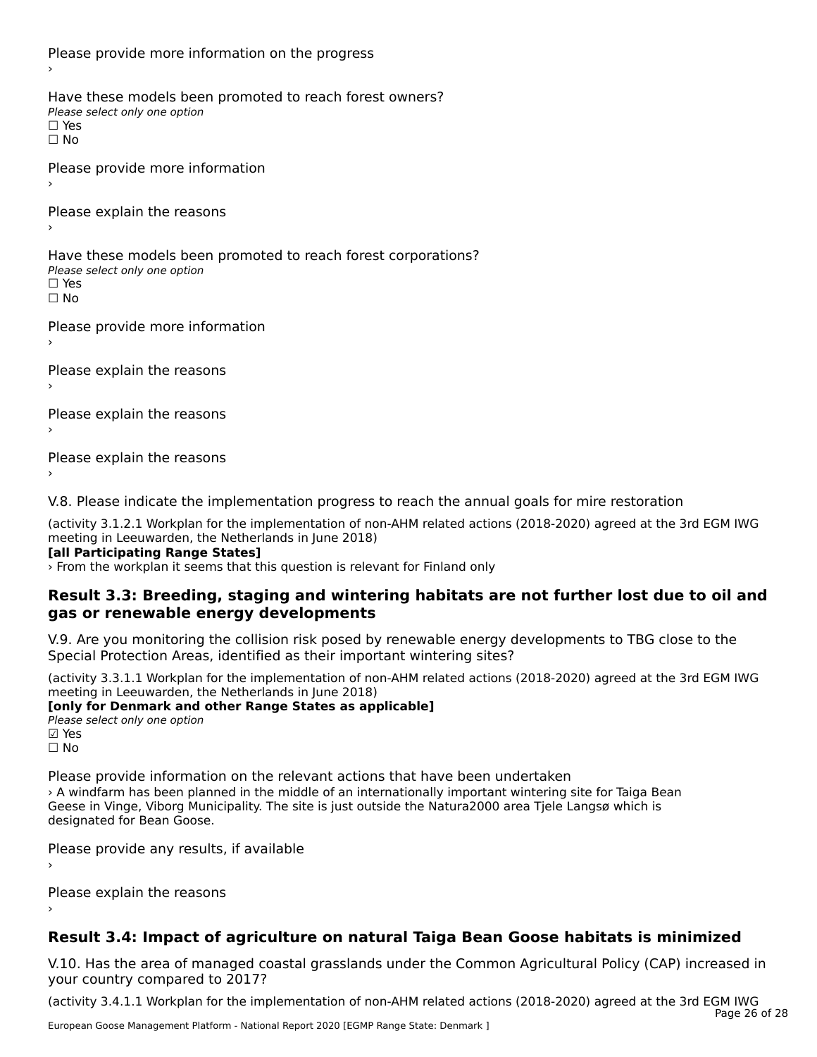Please provide more information on the progress

›

Have these models been promoted to reach forest owners?

*Please select only one option*

☐ Yes

☐ No

Please provide more information

›

Please explain the reasons

›

Have these models been promoted to reach forest corporations?

*Please select only one option*

☐ Yes

☐ No

Please provide more information

›

Please explain the reasons

›

Please explain the reasons

›

Please explain the reasons

›

V.8. Please indicate the implementation progress to reach the annual goals for mire restoration

(activity 3.1.2.1 Workplan for the implementation of non-AHM related actions (2018-2020) agreed at the 3rd EGM IWG meeting in Leeuwarden, the Netherlands in June 2018)

**[all Participating Range States]**

› From the workplan it seems that this question is relevant for Finland only

## Result 3.3: Breeding, staging and wintering habitats are not further lost due to oil and gas or renewable energy developments

V.9. Are you monitoring the collision risk posed by renewable energy developments to TBG close to the Special Protection Areas, identified as their important wintering sites?

(activity 3.3.1.1 Workplan for the implementation of non-AHM related actions (2018-2020) agreed at the 3rd EGM IWG meeting in Leeuwarden, the Netherlands in June 2018)

**[only for Denmark and other Range States as applicable]**

*Please select only one option*

☑ Yes

☐ No

Please provide information on the relevant actions that have been undertaken

› A windfarm has been planned in the middle of an internationally important wintering site for Taiga Bean Geese in Vinge, Viborg Municipality. The site is just outside the Natura2000 area Tjele Langsø which is designated for Bean Goose.

Please provide any results, if available

›

Please explain the reasons

›

## Result 3.4: Impact of agriculture on natural Taiga Bean Goose habitats is minimized

V.10. Has the area of managed coastal grasslands under the Common Agricultural Policy (CAP) increased in your country compared to 2017?

(activity 3.4.1.1 Workplan for the implementation of non-AHM related actions (2018-2020) agreed at the 3rd EGM IWG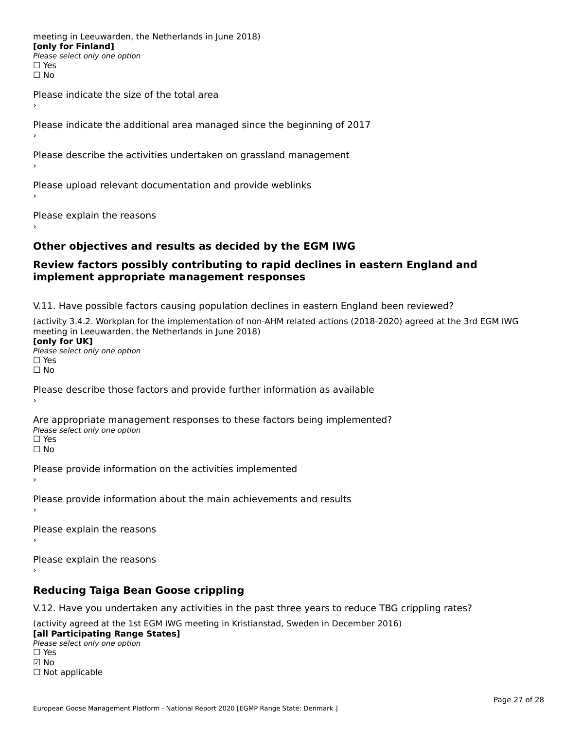meeting in Leeuwarden, the Netherlands in June 2018)
**[only for Finland]**
*Please select only one option*
☐ Yes
☐ No

Please indicate the size of the total area
›

Please indicate the additional area managed since the beginning of 2017
›

Please describe the activities undertaken on grassland management
›

Please upload relevant documentation and provide weblinks
›

Please explain the reasons
›

## Other objectives and results as decided by the EGM IWG

## Review factors possibly contributing to rapid declines in eastern England and implement appropriate management responses

V.11. Have possible factors causing population declines in eastern England been reviewed?

(activity 3.4.2. Workplan for the implementation of non-AHM related actions (2018-2020) agreed at the 3rd EGM IWG meeting in Leeuwarden, the Netherlands in June 2018)
**[only for UK]**
*Please select only one option*
☐ Yes
☐ No

Please describe those factors and provide further information as available
›

Are appropriate management responses to these factors being implemented?
*Please select only one option*
☐ Yes
☐ No

Please provide information on the activities implemented
›

Please provide information about the main achievements and results
›

Please explain the reasons
›

Please explain the reasons
›

## Reducing Taiga Bean Goose crippling

V.12. Have you undertaken any activities in the past three years to reduce TBG crippling rates?

(activity agreed at the 1st EGM IWG meeting in Kristianstad, Sweden in December 2016)
**[all Participating Range States]**
*Please select only one option*
☐ Yes
☑ No
☐ Not applicable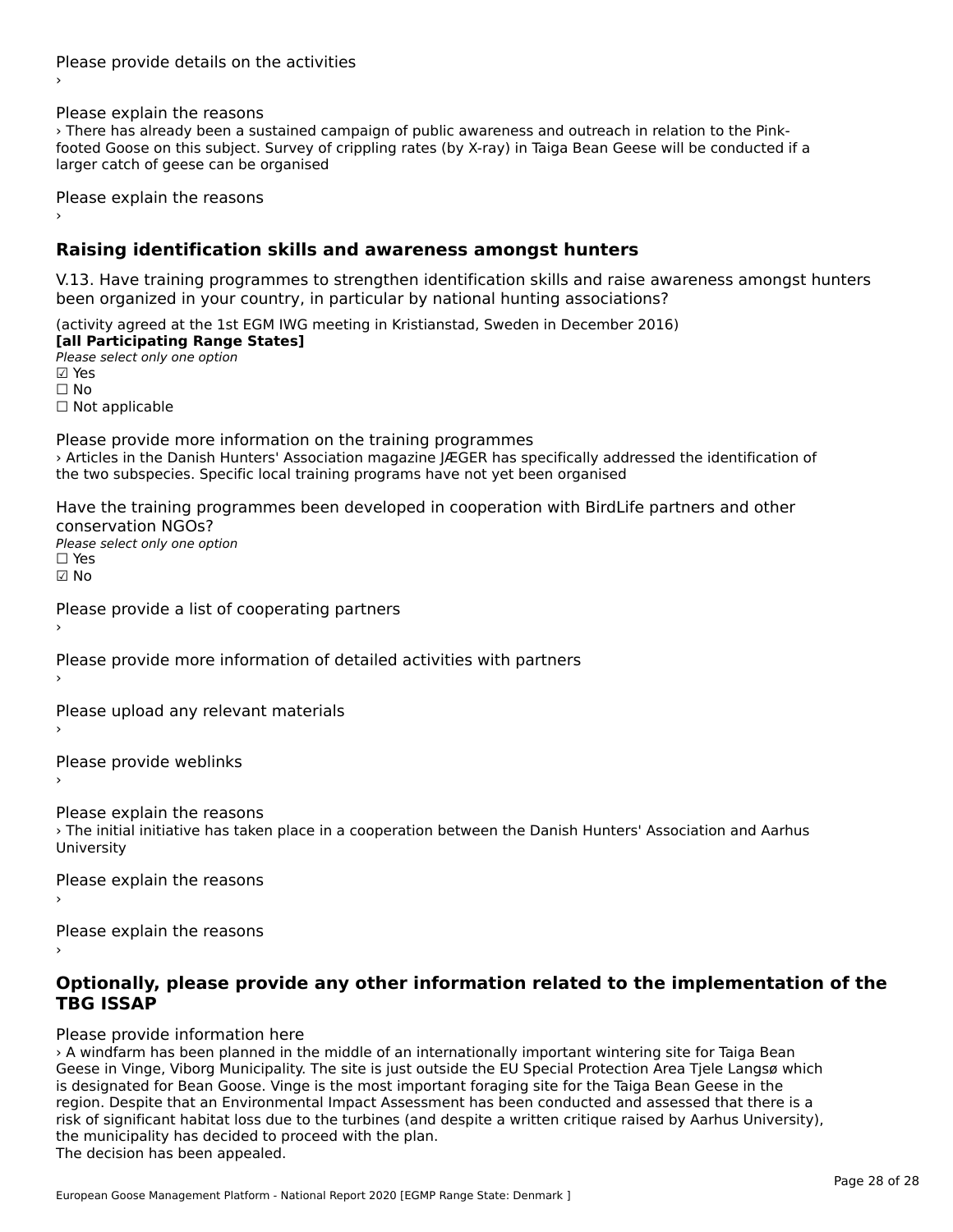Please provide details on the activities

›

Please explain the reasons

› There has already been a sustained campaign of public awareness and outreach in relation to the Pink-footed Goose on this subject. Survey of crippling rates (by X-ray) in Taiga Bean Geese will be conducted if a larger catch of geese can be organised

Please explain the reasons

›

## Raising identification skills and awareness amongst hunters

V.13. Have training programmes to strengthen identification skills and raise awareness amongst hunters been organized in your country, in particular by national hunting associations?

(activity agreed at the 1st EGM IWG meeting in Kristianstad, Sweden in December 2016)
**[all Participating Range States]**
*Please select only one option*
☑ Yes
☐ No
☐ Not applicable

Please provide more information on the training programmes

› Articles in the Danish Hunters' Association magazine JÆGER has specifically addressed the identification of the two subspecies. Specific local training programs have not yet been organised

Have the training programmes been developed in cooperation with BirdLife partners and other conservation NGOs?
*Please select only one option*
☐ Yes
☑ No

Please provide a list of cooperating partners

›

Please provide more information of detailed activities with partners

›

Please upload any relevant materials

›

Please provide weblinks

›

Please explain the reasons

› The initial initiative has taken place in a cooperation between the Danish Hunters' Association and Aarhus University

Please explain the reasons

›

Please explain the reasons

›

## Optionally, please provide any other information related to the implementation of the TBG ISSAP

Please provide information here

› A windfarm has been planned in the middle of an internationally important wintering site for Taiga Bean Geese in Vinge, Viborg Municipality. The site is just outside the EU Special Protection Area Tjele Langsø which is designated for Bean Goose. Vinge is the most important foraging site for the Taiga Bean Geese in the region. Despite that an Environmental Impact Assessment has been conducted and assessed that there is a risk of significant habitat loss due to the turbines (and despite a written critique raised by Aarhus University), the municipality has decided to proceed with the plan.
The decision has been appealed.